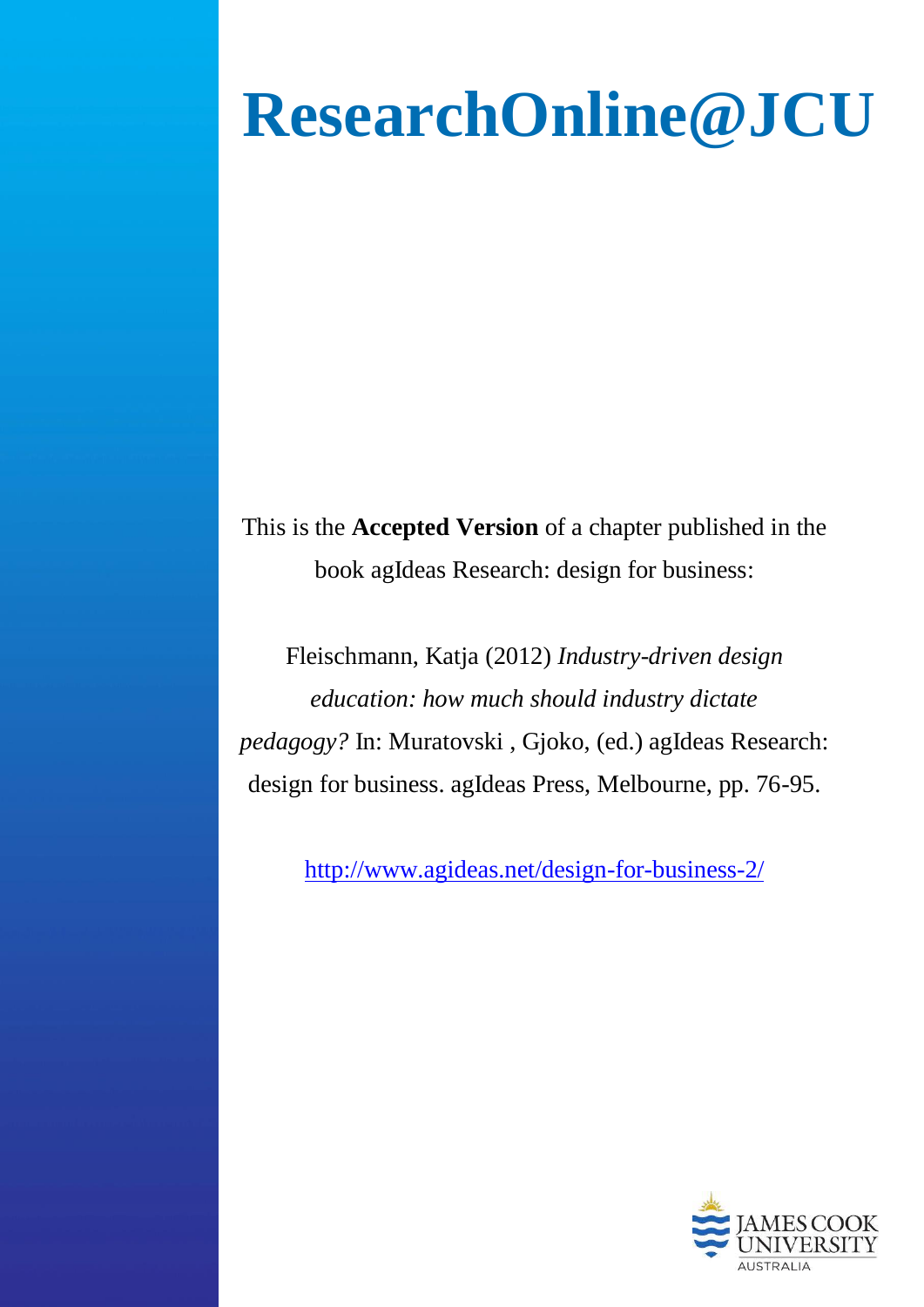# ResearchOnline@JCU

This is the **Accepted Version** of a chapter published in the book agIdeas Research: design for business:

Fleischmann, Katja (2012) *Industry-driven design education: how much should industry dictate pedagogy?* In: Muratovski , Gjoko, (ed.) agIdeas Research: design for business. agIdeas Press, Melbourne, pp. 76-95.

http://www.agideas.net/design-for-business-2/

JAMES COOK UNIVERSITY AUSTRALIA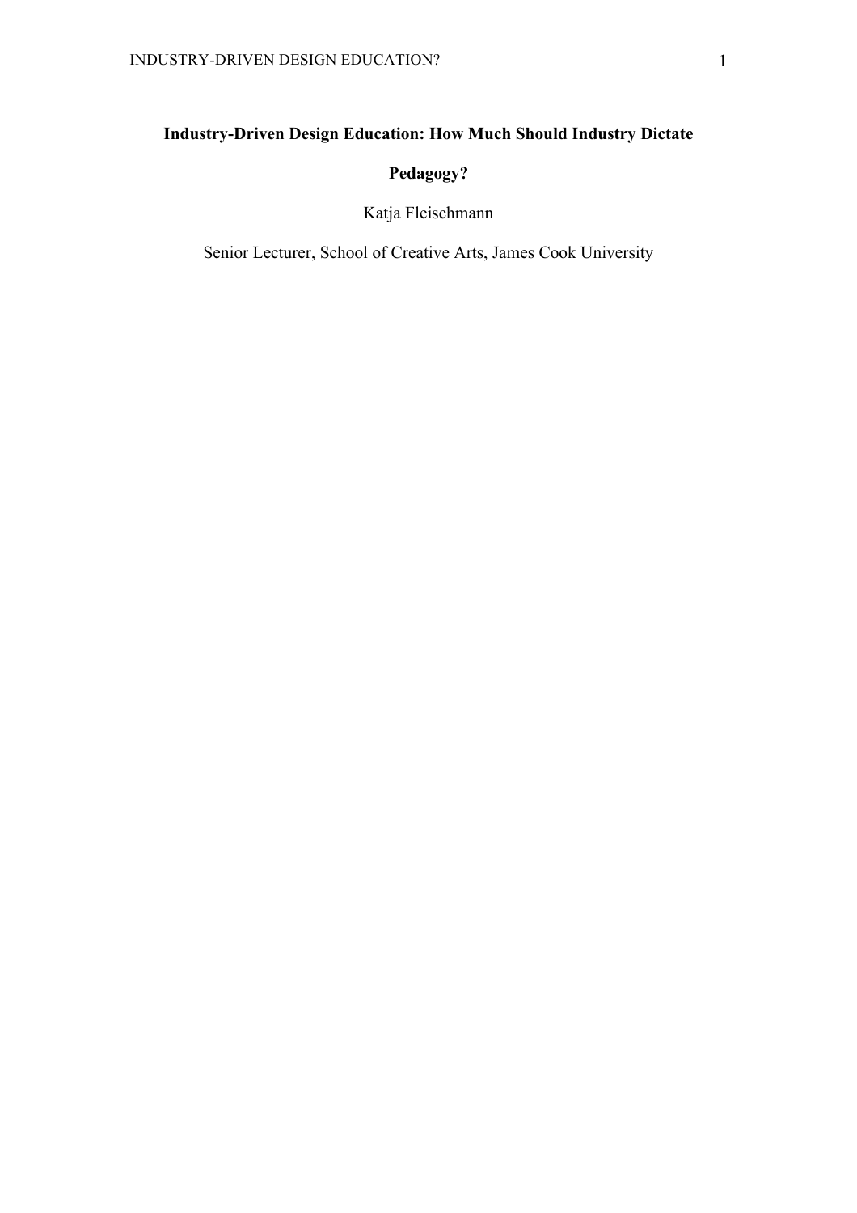**Industry-Driven Design Education: How Much Should Industry Dictate Pedagogy?**

Katja Fleischmann

Senior Lecturer, School of Creative Arts, James Cook University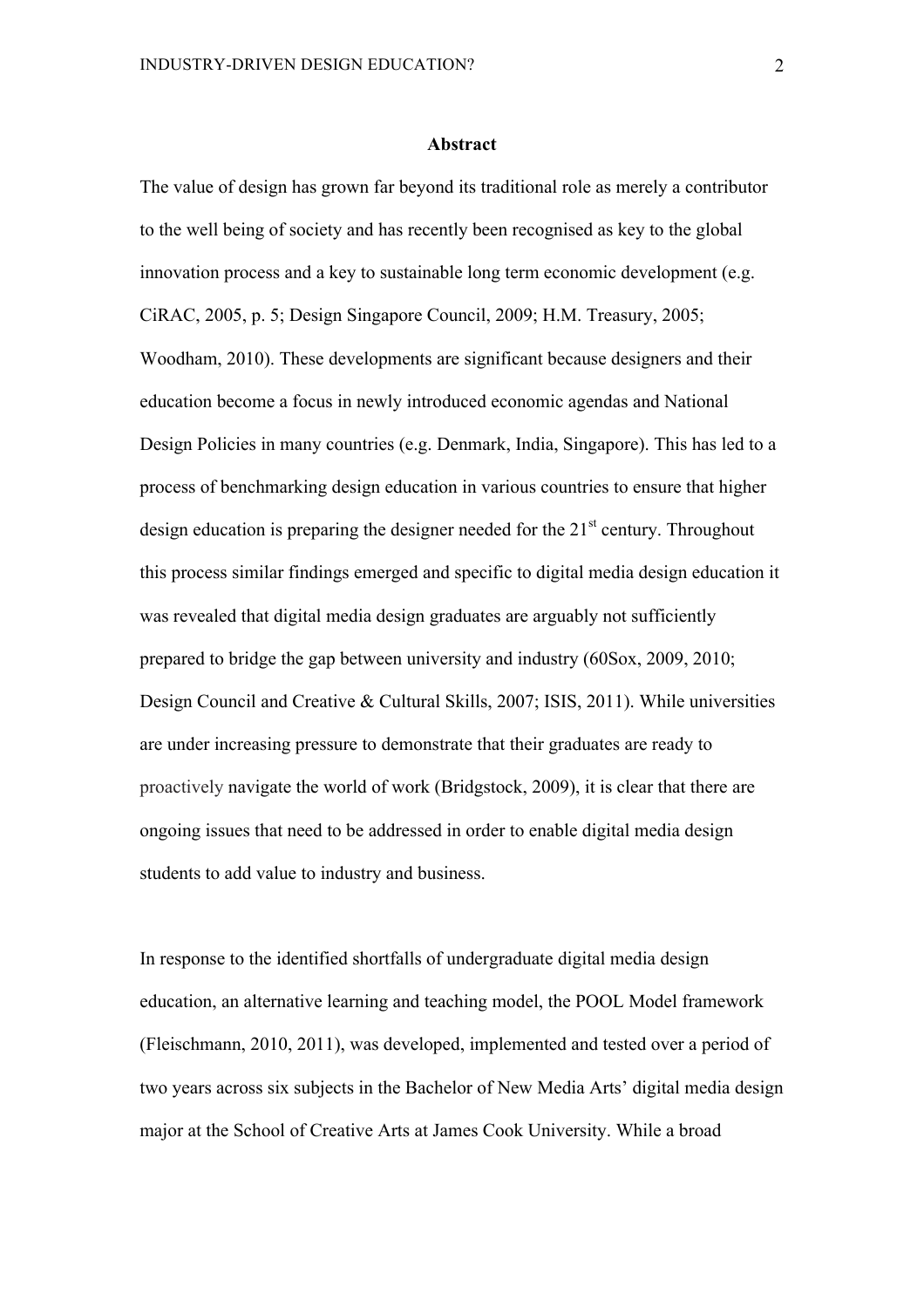## Abstract

The value of design has grown far beyond its traditional role as merely a contributor to the well being of society and has recently been recognised as key to the global innovation process and a key to sustainable long term economic development (e.g. CiRAC, 2005, p. 5; Design Singapore Council, 2009; H.M. Treasury, 2005; Woodham, 2010). These developments are significant because designers and their education become a focus in newly introduced economic agendas and National Design Policies in many countries (e.g. Denmark, India, Singapore). This has led to a process of benchmarking design education in various countries to ensure that higher design education is preparing the designer needed for the 21st century. Throughout this process similar findings emerged and specific to digital media design education it was revealed that digital media design graduates are arguably not sufficiently prepared to bridge the gap between university and industry (60Sox, 2009, 2010; Design Council and Creative & Cultural Skills, 2007; ISIS, 2011). While universities are under increasing pressure to demonstrate that their graduates are ready to proactively navigate the world of work (Bridgstock, 2009), it is clear that there are ongoing issues that need to be addressed in order to enable digital media design students to add value to industry and business.

In response to the identified shortfalls of undergraduate digital media design education, an alternative learning and teaching model, the POOL Model framework (Fleischmann, 2010, 2011), was developed, implemented and tested over a period of two years across six subjects in the Bachelor of New Media Arts' digital media design major at the School of Creative Arts at James Cook University. While a broad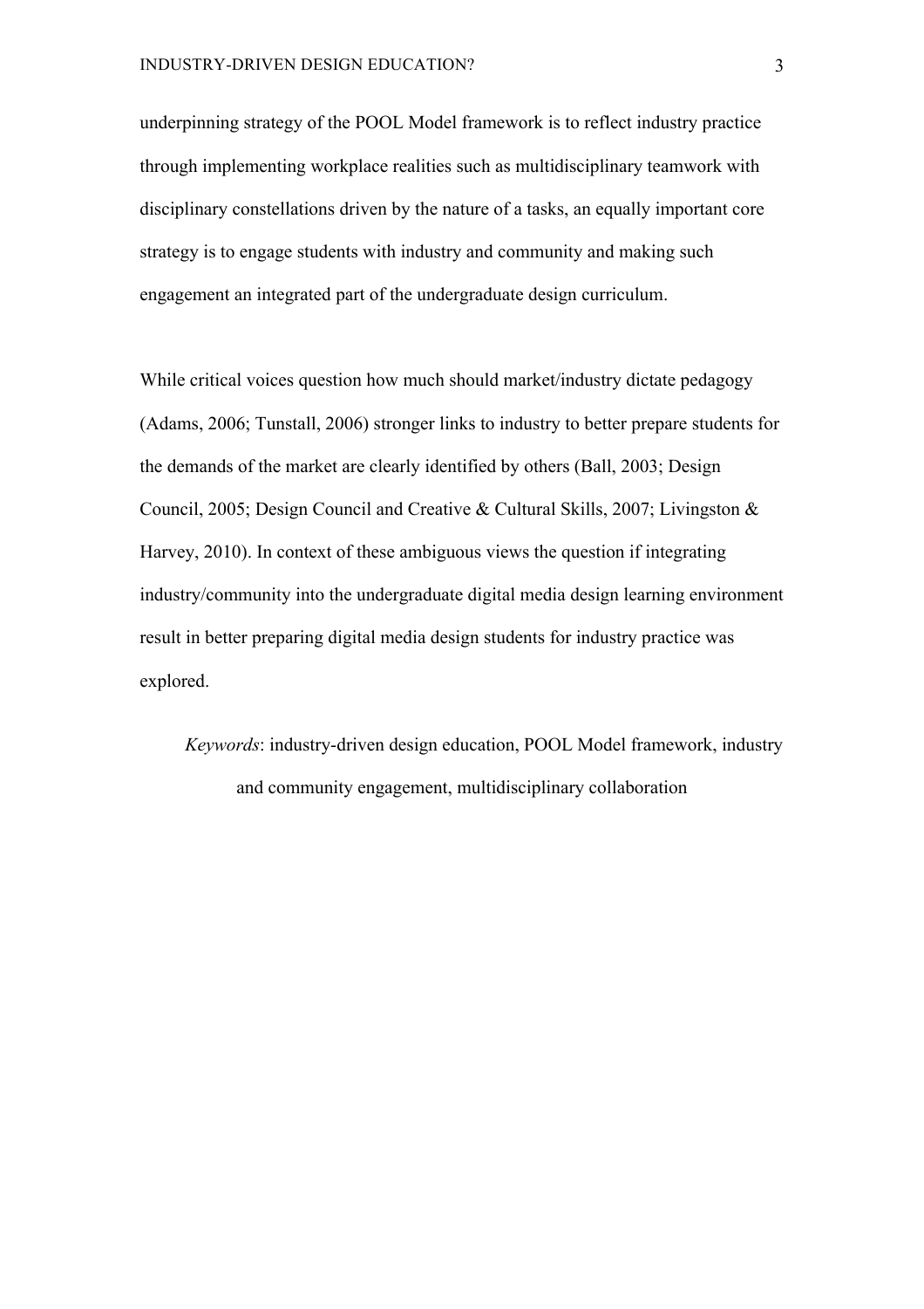underpinning strategy of the POOL Model framework is to reflect industry practice through implementing workplace realities such as multidisciplinary teamwork with disciplinary constellations driven by the nature of a tasks, an equally important core strategy is to engage students with industry and community and making such engagement an integrated part of the undergraduate design curriculum.

While critical voices question how much should market/industry dictate pedagogy (Adams, 2006; Tunstall, 2006) stronger links to industry to better prepare students for the demands of the market are clearly identified by others (Ball, 2003; Design Council, 2005; Design Council and Creative & Cultural Skills, 2007; Livingston & Harvey, 2010). In context of these ambiguous views the question if integrating industry/community into the undergraduate digital media design learning environment result in better preparing digital media design students for industry practice was explored.

*Keywords*: industry-driven design education, POOL Model framework, industry and community engagement, multidisciplinary collaboration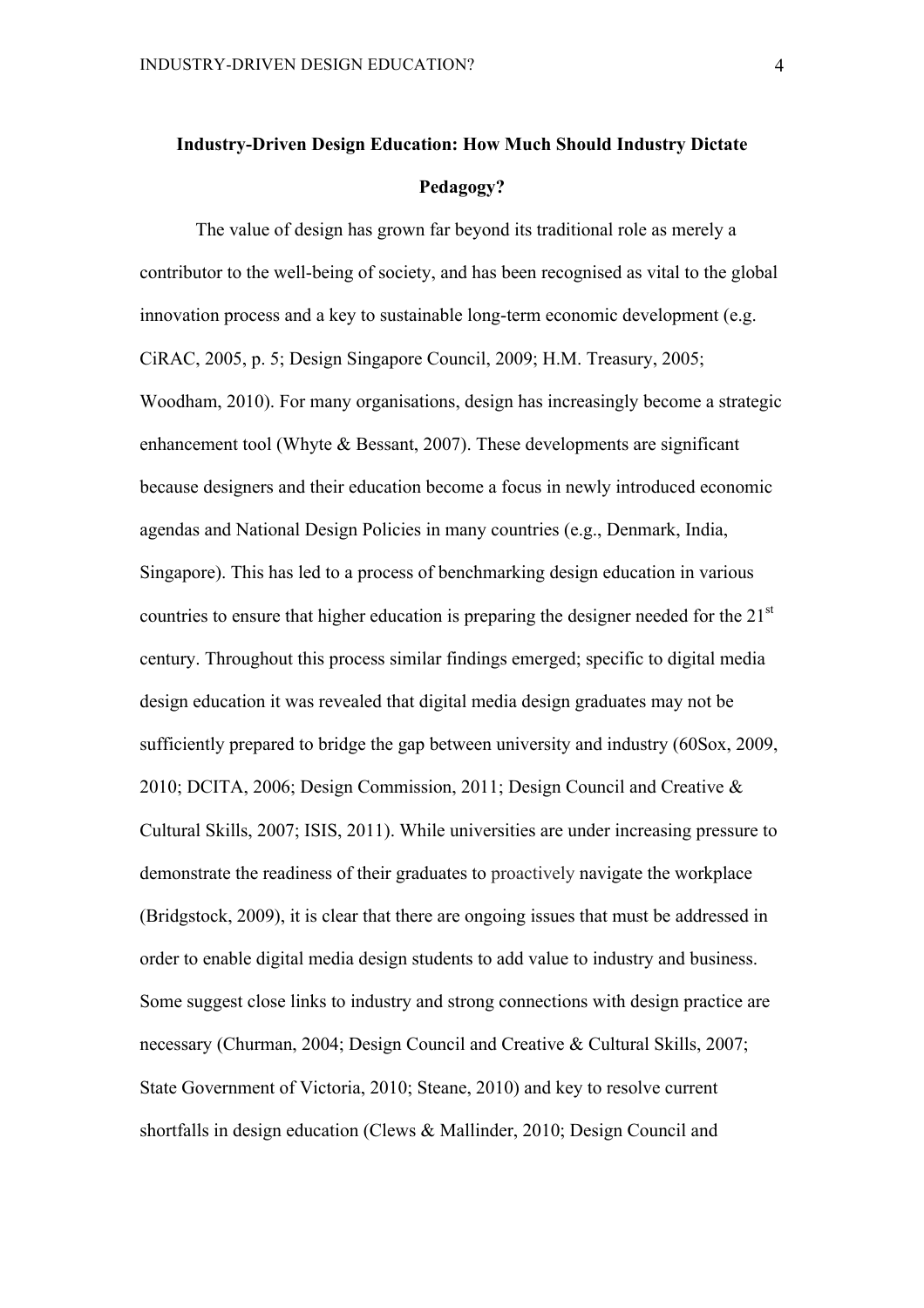## Industry-Driven Design Education: How Much Should Industry Dictate Pedagogy?

The value of design has grown far beyond its traditional role as merely a contributor to the well-being of society, and has been recognised as vital to the global innovation process and a key to sustainable long-term economic development (e.g. CiRAC, 2005, p. 5; Design Singapore Council, 2009; H.M. Treasury, 2005; Woodham, 2010). For many organisations, design has increasingly become a strategic enhancement tool (Whyte & Bessant, 2007). These developments are significant because designers and their education become a focus in newly introduced economic agendas and National Design Policies in many countries (e.g., Denmark, India, Singapore). This has led to a process of benchmarking design education in various countries to ensure that higher education is preparing the designer needed for the 21st century. Throughout this process similar findings emerged; specific to digital media design education it was revealed that digital media design graduates may not be sufficiently prepared to bridge the gap between university and industry (60Sox, 2009, 2010; DCITA, 2006; Design Commission, 2011; Design Council and Creative & Cultural Skills, 2007; ISIS, 2011). While universities are under increasing pressure to demonstrate the readiness of their graduates to proactively navigate the workplace (Bridgstock, 2009), it is clear that there are ongoing issues that must be addressed in order to enable digital media design students to add value to industry and business. Some suggest close links to industry and strong connections with design practice are necessary (Churman, 2004; Design Council and Creative & Cultural Skills, 2007; State Government of Victoria, 2010; Steane, 2010) and key to resolve current shortfalls in design education (Clews & Mallinder, 2010; Design Council and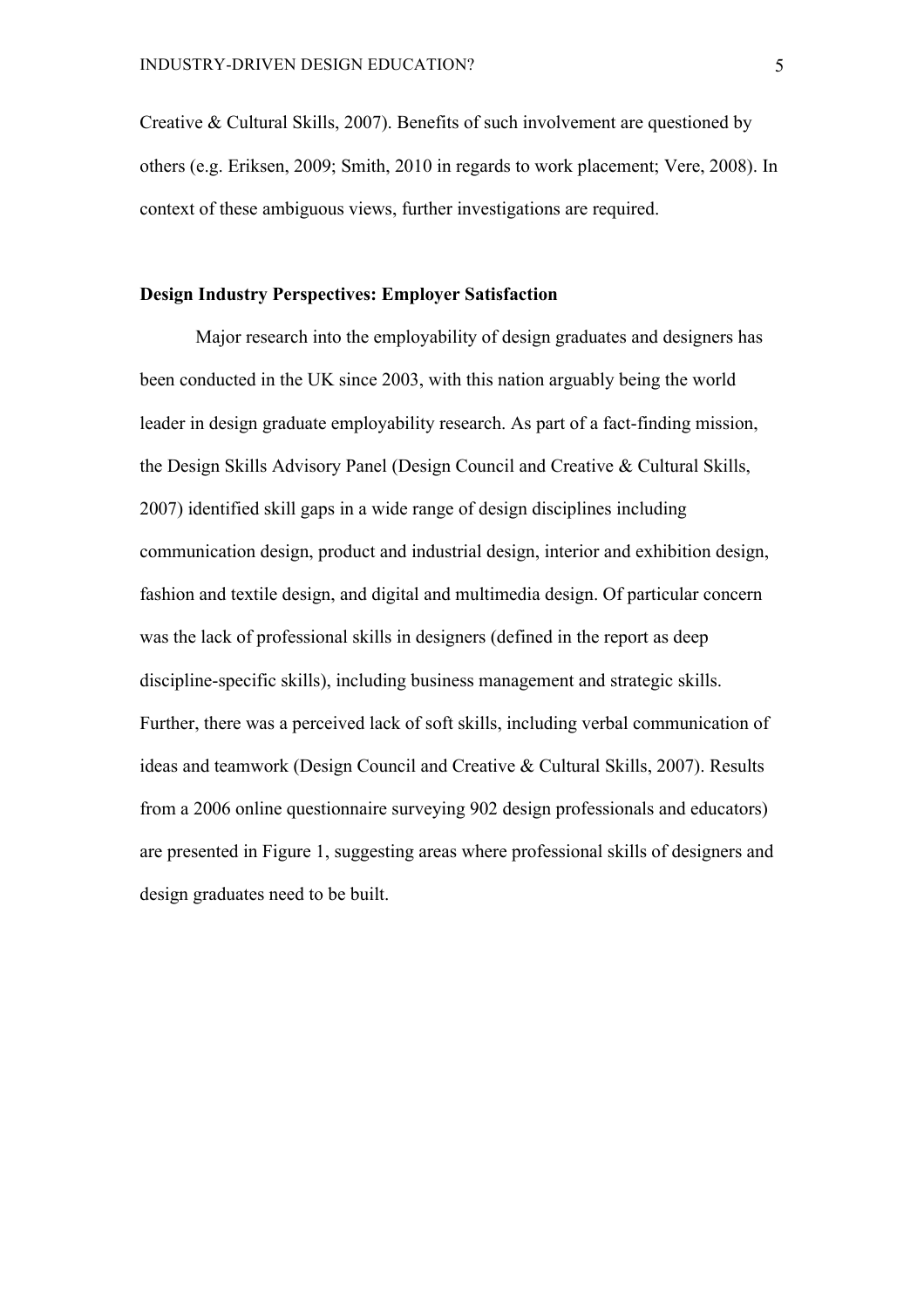Creative & Cultural Skills, 2007). Benefits of such involvement are questioned by others (e.g. Eriksen, 2009; Smith, 2010 in regards to work placement; Vere, 2008). In context of these ambiguous views, further investigations are required.

**Design Industry Perspectives: Employer Satisfaction**

Major research into the employability of design graduates and designers has been conducted in the UK since 2003, with this nation arguably being the world leader in design graduate employability research. As part of a fact-finding mission, the Design Skills Advisory Panel (Design Council and Creative & Cultural Skills, 2007) identified skill gaps in a wide range of design disciplines including communication design, product and industrial design, interior and exhibition design, fashion and textile design, and digital and multimedia design. Of particular concern was the lack of professional skills in designers (defined in the report as deep discipline-specific skills), including business management and strategic skills. Further, there was a perceived lack of soft skills, including verbal communication of ideas and teamwork (Design Council and Creative & Cultural Skills, 2007). Results from a 2006 online questionnaire surveying 902 design professionals and educators) are presented in Figure 1, suggesting areas where professional skills of designers and design graduates need to be built.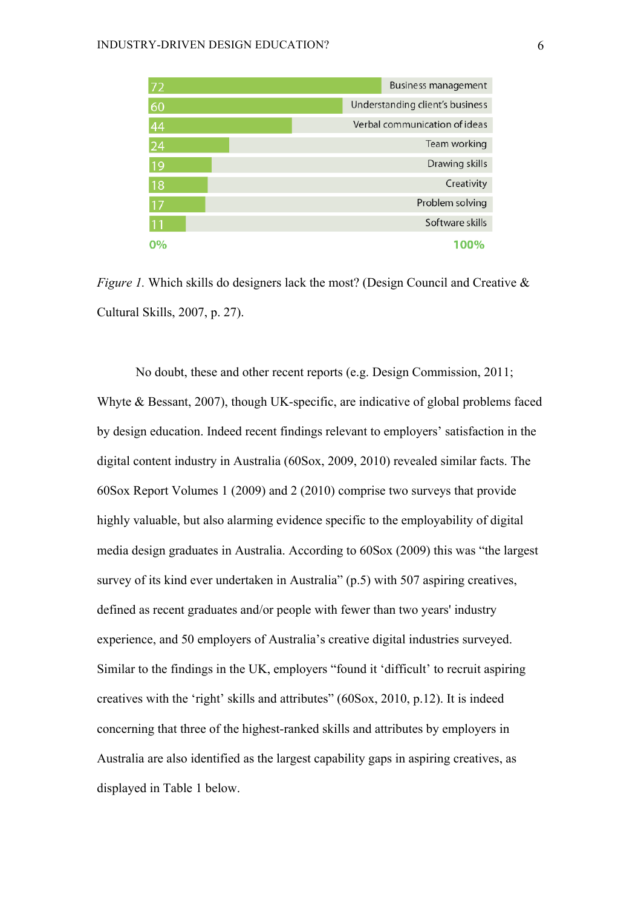| Skill | % |
| --- | --- |
| Business management | 72 |
| Understanding client's business | 60 |
| Verbal communication of ideas | 44 |
| Team working | 24 |
| Drawing skills | 19 |
| Creativity | 18 |
| Problem solving | 17 |
| Software skills | 11 |

*Figure 1.* Which skills do designers lack the most? (Design Council and Creative & Cultural Skills, 2007, p. 27).

No doubt, these and other recent reports (e.g. Design Commission, 2011; Whyte & Bessant, 2007), though UK-specific, are indicative of global problems faced by design education. Indeed recent findings relevant to employers' satisfaction in the digital content industry in Australia (60Sox, 2009, 2010) revealed similar facts. The 60Sox Report Volumes 1 (2009) and 2 (2010) comprise two surveys that provide highly valuable, but also alarming evidence specific to the employability of digital media design graduates in Australia. According to 60Sox (2009) this was "the largest survey of its kind ever undertaken in Australia" (p.5) with 507 aspiring creatives, defined as recent graduates and/or people with fewer than two years' industry experience, and 50 employers of Australia's creative digital industries surveyed. Similar to the findings in the UK, employers "found it 'difficult' to recruit aspiring creatives with the 'right' skills and attributes" (60Sox, 2010, p.12). It is indeed concerning that three of the highest-ranked skills and attributes by employers in Australia are also identified as the largest capability gaps in aspiring creatives, as displayed in Table 1 below.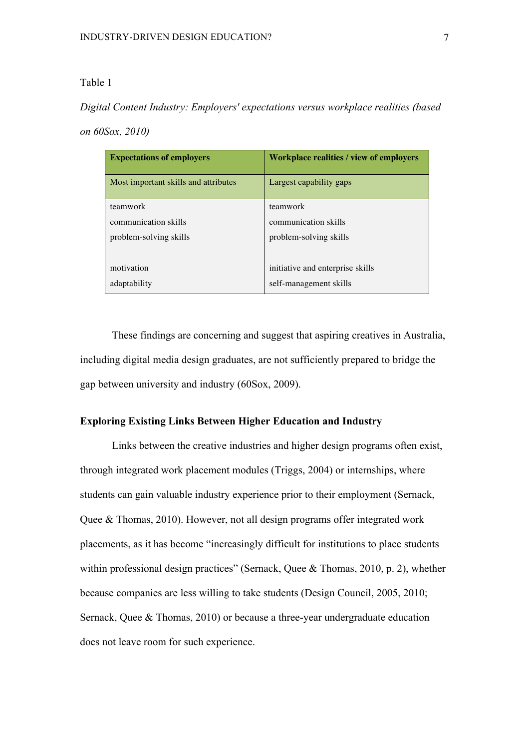Table 1

*Digital Content Industry: Employers' expectations versus workplace realities (based on 60Sox, 2010)*

| **Expectations of employers** | **Workplace realities / view of employers** |
|---|---|
| Most important skills and attributes | Largest capability gaps |
| teamwork | teamwork |
| communication skills | communication skills |
| problem-solving skills | problem-solving skills |
| | |
| motivation | initiative and enterprise skills |
| adaptability | self-management skills |

These findings are concerning and suggest that aspiring creatives in Australia, including digital media design graduates, are not sufficiently prepared to bridge the gap between university and industry (60Sox, 2009).

**Exploring Existing Links Between Higher Education and Industry**

Links between the creative industries and higher design programs often exist, through integrated work placement modules (Triggs, 2004) or internships, where students can gain valuable industry experience prior to their employment (Sernack, Quee & Thomas, 2010). However, not all design programs offer integrated work placements, as it has become "increasingly difficult for institutions to place students within professional design practices" (Sernack, Quee & Thomas, 2010, p. 2), whether because companies are less willing to take students (Design Council, 2005, 2010; Sernack, Quee & Thomas, 2010) or because a three-year undergraduate education does not leave room for such experience.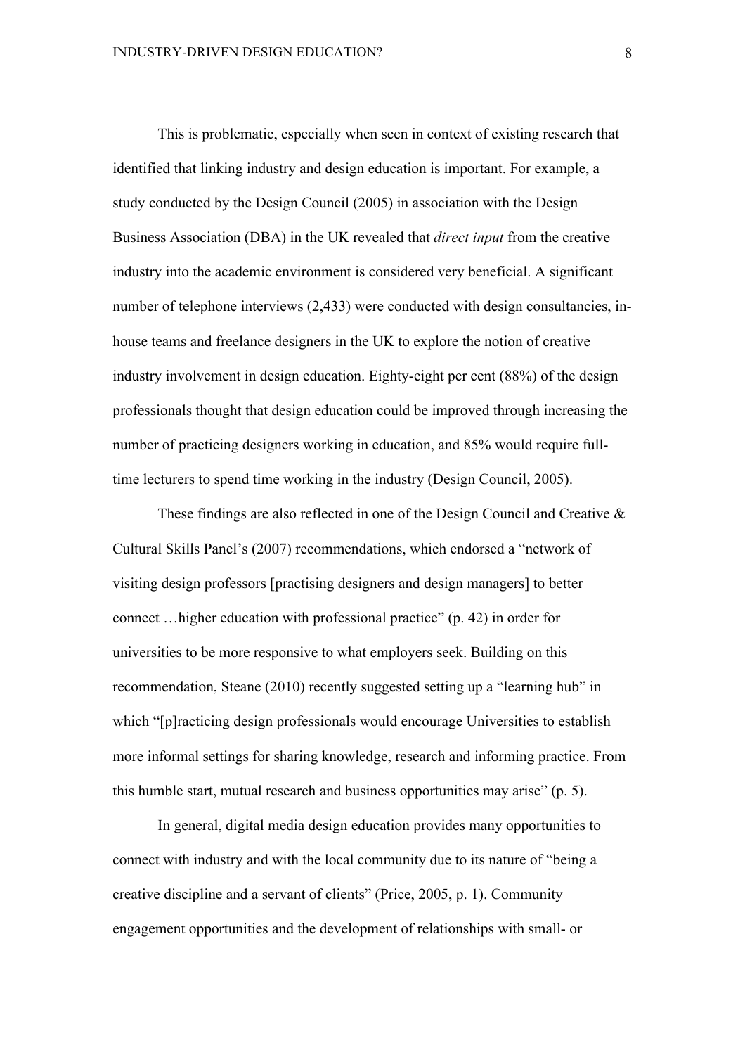This is problematic, especially when seen in context of existing research that identified that linking industry and design education is important. For example, a study conducted by the Design Council (2005) in association with the Design Business Association (DBA) in the UK revealed that *direct input* from the creative industry into the academic environment is considered very beneficial. A significant number of telephone interviews (2,433) were conducted with design consultancies, in-house teams and freelance designers in the UK to explore the notion of creative industry involvement in design education. Eighty-eight per cent (88%) of the design professionals thought that design education could be improved through increasing the number of practicing designers working in education, and 85% would require full-time lecturers to spend time working in the industry (Design Council, 2005).

These findings are also reflected in one of the Design Council and Creative & Cultural Skills Panel's (2007) recommendations, which endorsed a "network of visiting design professors [practising designers and design managers] to better connect …higher education with professional practice" (p. 42) in order for universities to be more responsive to what employers seek. Building on this recommendation, Steane (2010) recently suggested setting up a "learning hub" in which "[p]racticing design professionals would encourage Universities to establish more informal settings for sharing knowledge, research and informing practice. From this humble start, mutual research and business opportunities may arise" (p. 5).

In general, digital media design education provides many opportunities to connect with industry and with the local community due to its nature of "being a creative discipline and a servant of clients" (Price, 2005, p. 1). Community engagement opportunities and the development of relationships with small- or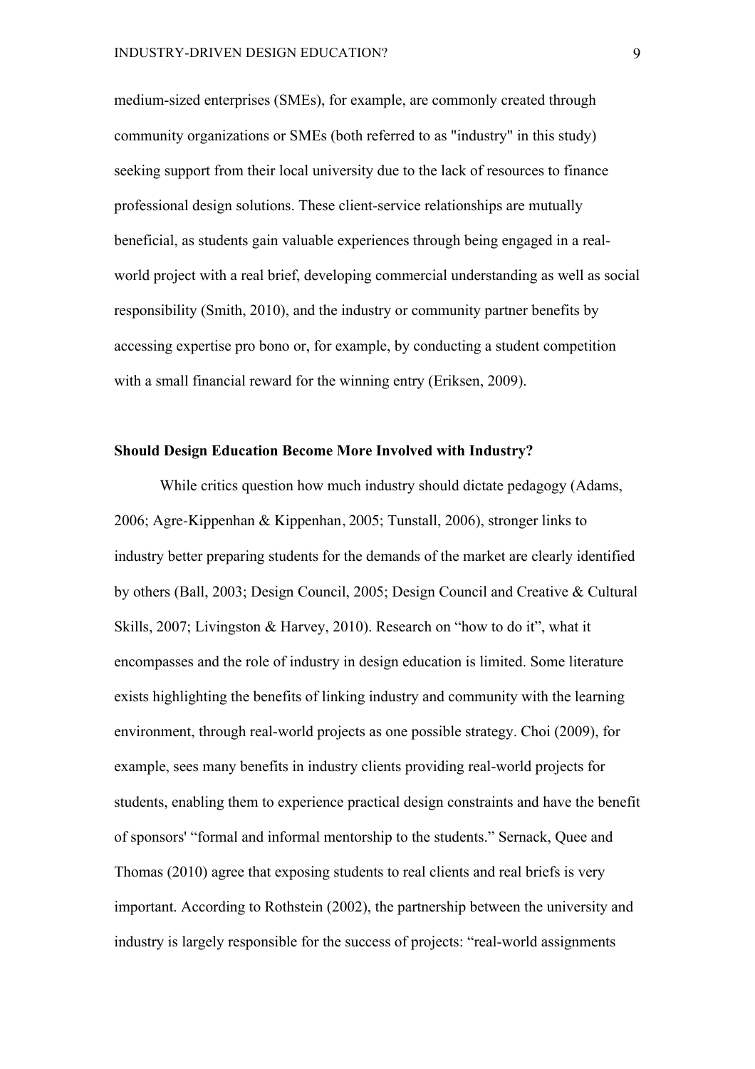medium-sized enterprises (SMEs), for example, are commonly created through community organizations or SMEs (both referred to as "industry" in this study) seeking support from their local university due to the lack of resources to finance professional design solutions. These client-service relationships are mutually beneficial, as students gain valuable experiences through being engaged in a real-world project with a real brief, developing commercial understanding as well as social responsibility (Smith, 2010), and the industry or community partner benefits by accessing expertise pro bono or, for example, by conducting a student competition with a small financial reward for the winning entry (Eriksen, 2009).

**Should Design Education Become More Involved with Industry?**

While critics question how much industry should dictate pedagogy (Adams, 2006; Agre-Kippenhan & Kippenhan, 2005; Tunstall, 2006), stronger links to industry better preparing students for the demands of the market are clearly identified by others (Ball, 2003; Design Council, 2005; Design Council and Creative & Cultural Skills, 2007; Livingston & Harvey, 2010). Research on "how to do it", what it encompasses and the role of industry in design education is limited. Some literature exists highlighting the benefits of linking industry and community with the learning environment, through real-world projects as one possible strategy. Choi (2009), for example, sees many benefits in industry clients providing real-world projects for students, enabling them to experience practical design constraints and have the benefit of sponsors' "formal and informal mentorship to the students." Sernack, Quee and Thomas (2010) agree that exposing students to real clients and real briefs is very important. According to Rothstein (2002), the partnership between the university and industry is largely responsible for the success of projects: "real-world assignments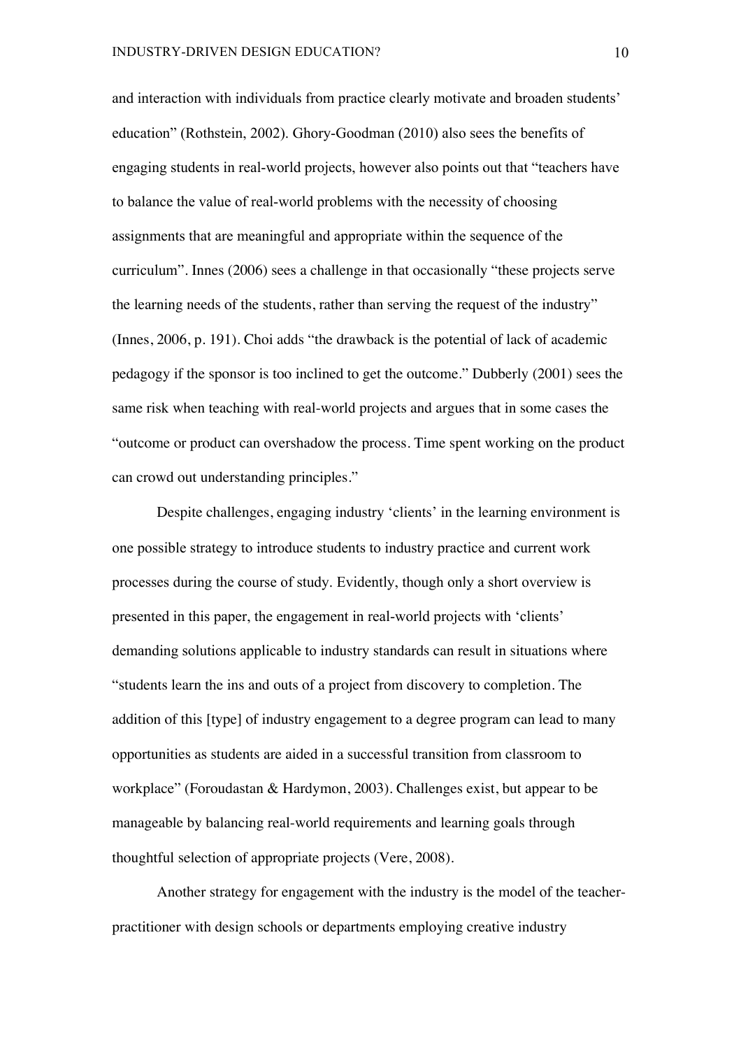and interaction with individuals from practice clearly motivate and broaden students' education" (Rothstein, 2002). Ghory-Goodman (2010) also sees the benefits of engaging students in real-world projects, however also points out that "teachers have to balance the value of real-world problems with the necessity of choosing assignments that are meaningful and appropriate within the sequence of the curriculum". Innes (2006) sees a challenge in that occasionally "these projects serve the learning needs of the students, rather than serving the request of the industry" (Innes, 2006, p. 191). Choi adds "the drawback is the potential of lack of academic pedagogy if the sponsor is too inclined to get the outcome." Dubberly (2001) sees the same risk when teaching with real-world projects and argues that in some cases the "outcome or product can overshadow the process. Time spent working on the product can crowd out understanding principles."

Despite challenges, engaging industry 'clients' in the learning environment is one possible strategy to introduce students to industry practice and current work processes during the course of study. Evidently, though only a short overview is presented in this paper, the engagement in real-world projects with 'clients' demanding solutions applicable to industry standards can result in situations where "students learn the ins and outs of a project from discovery to completion. The addition of this [type] of industry engagement to a degree program can lead to many opportunities as students are aided in a successful transition from classroom to workplace" (Foroudastan & Hardymon, 2003). Challenges exist, but appear to be manageable by balancing real-world requirements and learning goals through thoughtful selection of appropriate projects (Vere, 2008).

Another strategy for engagement with the industry is the model of the teacher-practitioner with design schools or departments employing creative industry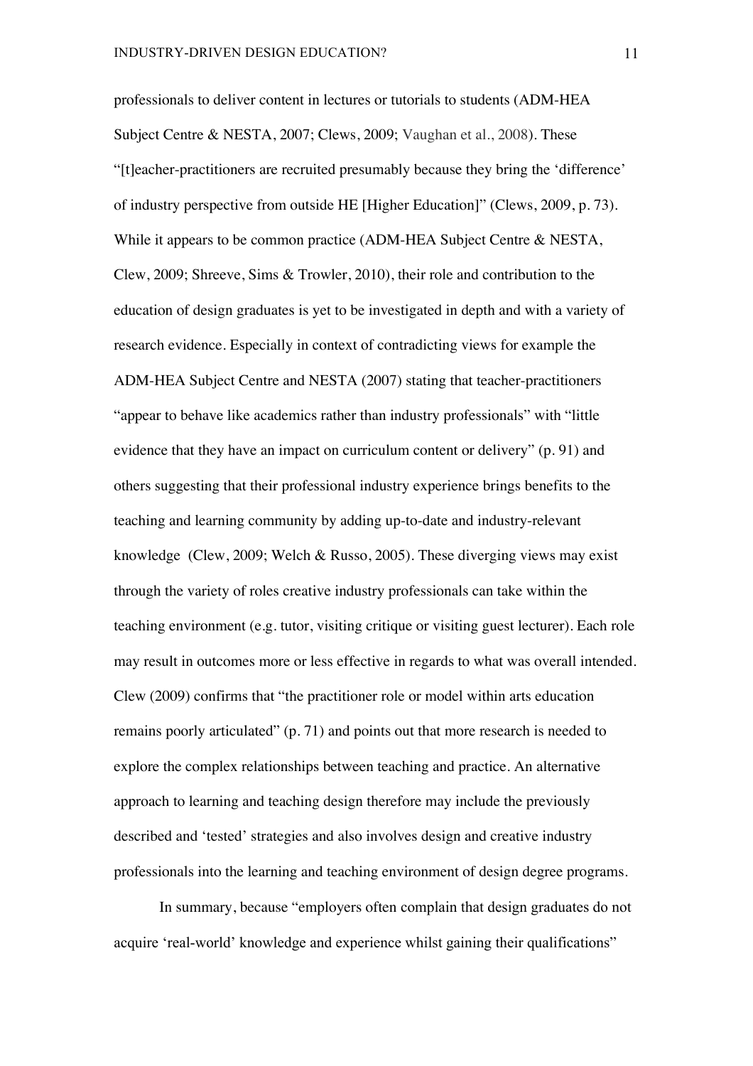professionals to deliver content in lectures or tutorials to students (ADM-HEA Subject Centre & NESTA, 2007; Clews, 2009; Vaughan et al., 2008). These "[t]eacher-practitioners are recruited presumably because they bring the 'difference' of industry perspective from outside HE [Higher Education]" (Clews, 2009, p. 73). While it appears to be common practice (ADM-HEA Subject Centre & NESTA, Clew, 2009; Shreeve, Sims & Trowler, 2010), their role and contribution to the education of design graduates is yet to be investigated in depth and with a variety of research evidence. Especially in context of contradicting views for example the ADM-HEA Subject Centre and NESTA (2007) stating that teacher-practitioners "appear to behave like academics rather than industry professionals" with "little evidence that they have an impact on curriculum content or delivery" (p. 91) and others suggesting that their professional industry experience brings benefits to the teaching and learning community by adding up-to-date and industry-relevant knowledge  (Clew, 2009; Welch & Russo, 2005). These diverging views may exist through the variety of roles creative industry professionals can take within the teaching environment (e.g. tutor, visiting critique or visiting guest lecturer). Each role may result in outcomes more or less effective in regards to what was overall intended. Clew (2009) confirms that "the practitioner role or model within arts education remains poorly articulated" (p. 71) and points out that more research is needed to explore the complex relationships between teaching and practice. An alternative approach to learning and teaching design therefore may include the previously described and 'tested' strategies and also involves design and creative industry professionals into the learning and teaching environment of design degree programs.

In summary, because "employers often complain that design graduates do not acquire 'real-world' knowledge and experience whilst gaining their qualifications"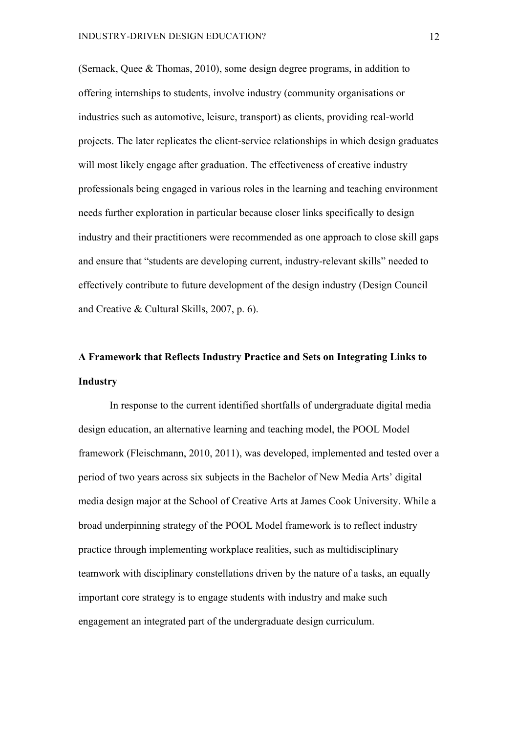(Sernack, Quee & Thomas, 2010), some design degree programs, in addition to offering internships to students, involve industry (community organisations or industries such as automotive, leisure, transport) as clients, providing real-world projects. The later replicates the client-service relationships in which design graduates will most likely engage after graduation. The effectiveness of creative industry professionals being engaged in various roles in the learning and teaching environment needs further exploration in particular because closer links specifically to design industry and their practitioners were recommended as one approach to close skill gaps and ensure that "students are developing current, industry-relevant skills" needed to effectively contribute to future development of the design industry (Design Council and Creative & Cultural Skills, 2007, p. 6).

## A Framework that Reflects Industry Practice and Sets on Integrating Links to Industry

In response to the current identified shortfalls of undergraduate digital media design education, an alternative learning and teaching model, the POOL Model framework (Fleischmann, 2010, 2011), was developed, implemented and tested over a period of two years across six subjects in the Bachelor of New Media Arts' digital media design major at the School of Creative Arts at James Cook University. While a broad underpinning strategy of the POOL Model framework is to reflect industry practice through implementing workplace realities, such as multidisciplinary teamwork with disciplinary constellations driven by the nature of a tasks, an equally important core strategy is to engage students with industry and make such engagement an integrated part of the undergraduate design curriculum.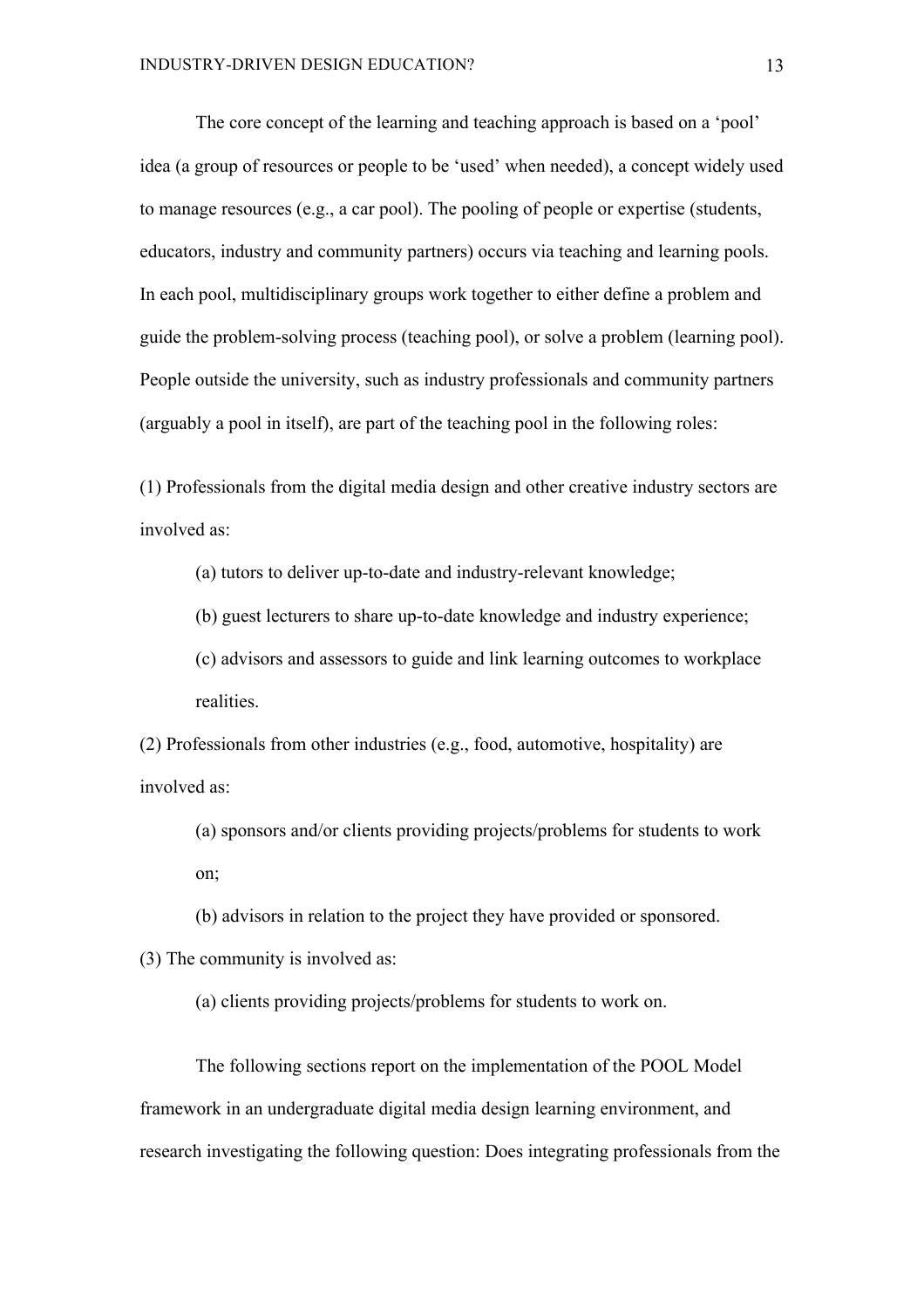The core concept of the learning and teaching approach is based on a 'pool' idea (a group of resources or people to be 'used' when needed), a concept widely used to manage resources (e.g., a car pool). The pooling of people or expertise (students, educators, industry and community partners) occurs via teaching and learning pools. In each pool, multidisciplinary groups work together to either define a problem and guide the problem-solving process (teaching pool), or solve a problem (learning pool). People outside the university, such as industry professionals and community partners (arguably a pool in itself), are part of the teaching pool in the following roles:

(1) Professionals from the digital media design and other creative industry sectors are involved as:

- (a) tutors to deliver up-to-date and industry-relevant knowledge;
- (b) guest lecturers to share up-to-date knowledge and industry experience;
- (c) advisors and assessors to guide and link learning outcomes to workplace realities.

(2) Professionals from other industries (e.g., food, automotive, hospitality) are involved as:

- (a) sponsors and/or clients providing projects/problems for students to work on;
- (b) advisors in relation to the project they have provided or sponsored.

(3) The community is involved as:

- (a) clients providing projects/problems for students to work on.

The following sections report on the implementation of the POOL Model framework in an undergraduate digital media design learning environment, and research investigating the following question: Does integrating professionals from the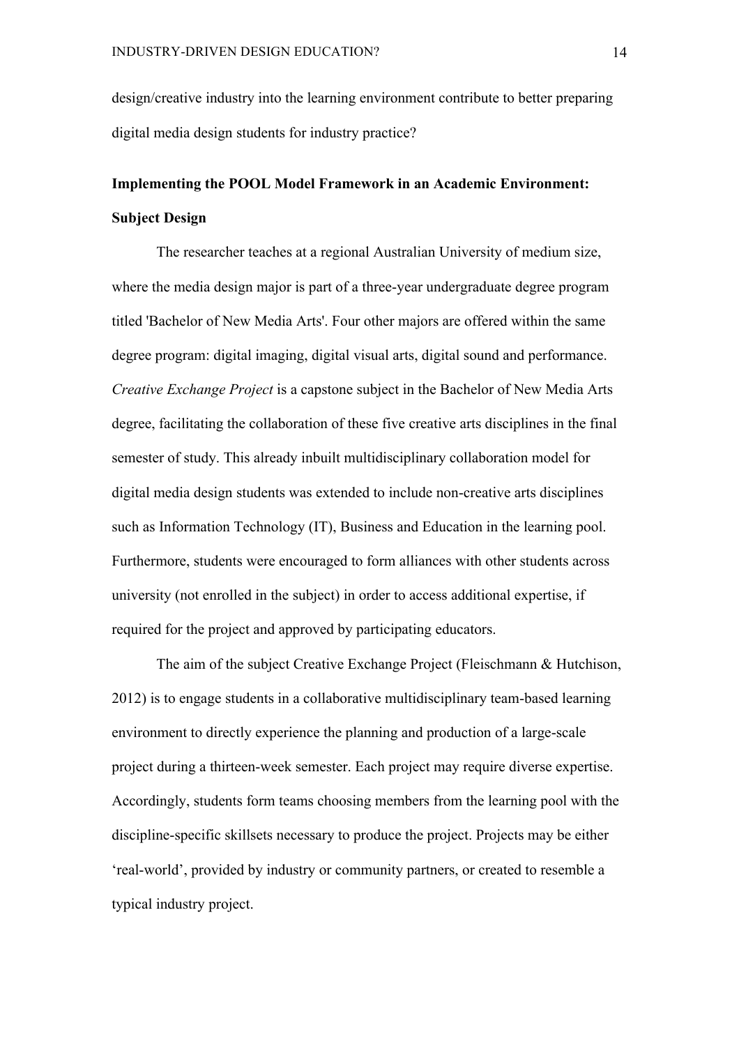design/creative industry into the learning environment contribute to better preparing digital media design students for industry practice?

## Implementing the POOL Model Framework in an Academic Environment: Subject Design

The researcher teaches at a regional Australian University of medium size, where the media design major is part of a three-year undergraduate degree program titled 'Bachelor of New Media Arts'. Four other majors are offered within the same degree program: digital imaging, digital visual arts, digital sound and performance. *Creative Exchange Project* is a capstone subject in the Bachelor of New Media Arts degree, facilitating the collaboration of these five creative arts disciplines in the final semester of study. This already inbuilt multidisciplinary collaboration model for digital media design students was extended to include non-creative arts disciplines such as Information Technology (IT), Business and Education in the learning pool. Furthermore, students were encouraged to form alliances with other students across university (not enrolled in the subject) in order to access additional expertise, if required for the project and approved by participating educators.

The aim of the subject Creative Exchange Project (Fleischmann & Hutchison, 2012) is to engage students in a collaborative multidisciplinary team-based learning environment to directly experience the planning and production of a large-scale project during a thirteen-week semester. Each project may require diverse expertise. Accordingly, students form teams choosing members from the learning pool with the discipline-specific skillsets necessary to produce the project. Projects may be either 'real-world', provided by industry or community partners, or created to resemble a typical industry project.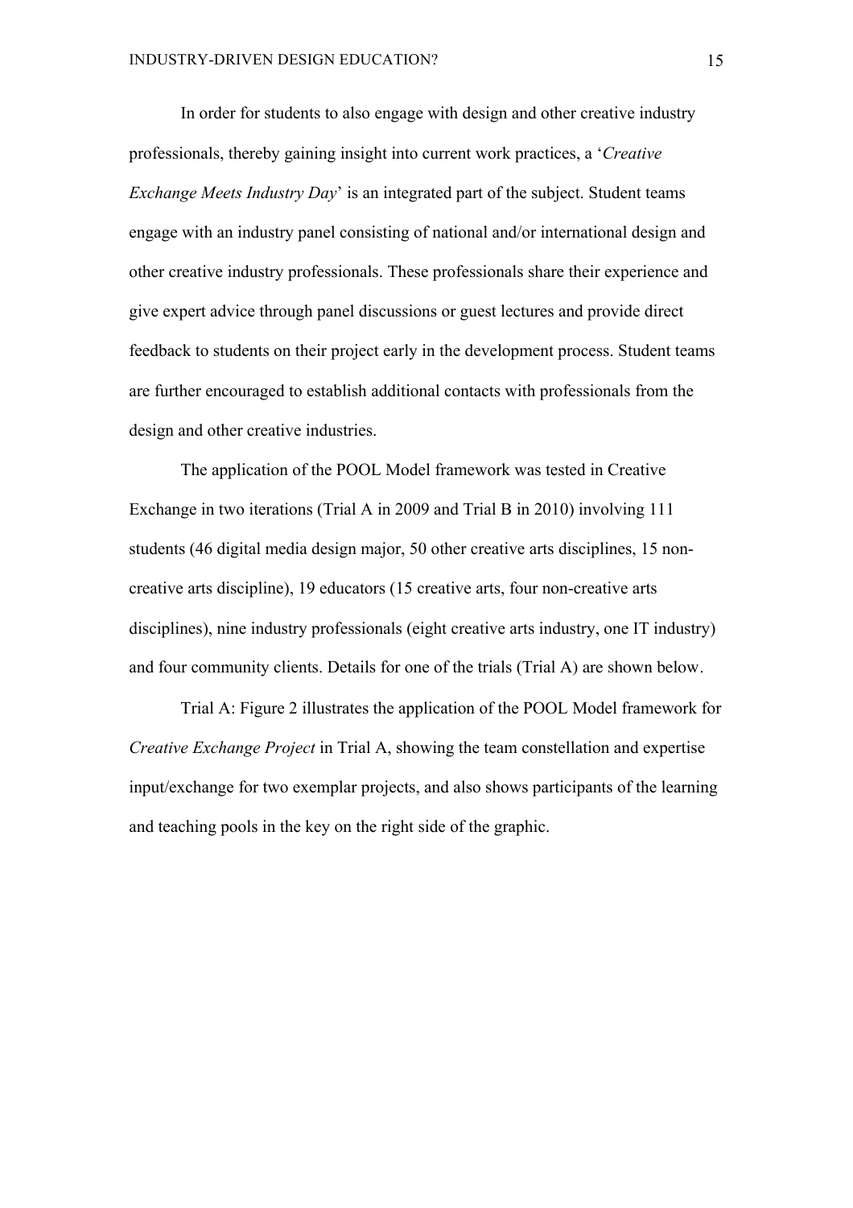In order for students to also engage with design and other creative industry professionals, thereby gaining insight into current work practices, a '*Creative Exchange Meets Industry Day*' is an integrated part of the subject. Student teams engage with an industry panel consisting of national and/or international design and other creative industry professionals. These professionals share their experience and give expert advice through panel discussions or guest lectures and provide direct feedback to students on their project early in the development process. Student teams are further encouraged to establish additional contacts with professionals from the design and other creative industries.

The application of the POOL Model framework was tested in Creative Exchange in two iterations (Trial A in 2009 and Trial B in 2010) involving 111 students (46 digital media design major, 50 other creative arts disciplines, 15 non-creative arts discipline), 19 educators (15 creative arts, four non-creative arts disciplines), nine industry professionals (eight creative arts industry, one IT industry) and four community clients. Details for one of the trials (Trial A) are shown below.

Trial A: Figure 2 illustrates the application of the POOL Model framework for *Creative Exchange Project* in Trial A, showing the team constellation and expertise input/exchange for two exemplar projects, and also shows participants of the learning and teaching pools in the key on the right side of the graphic.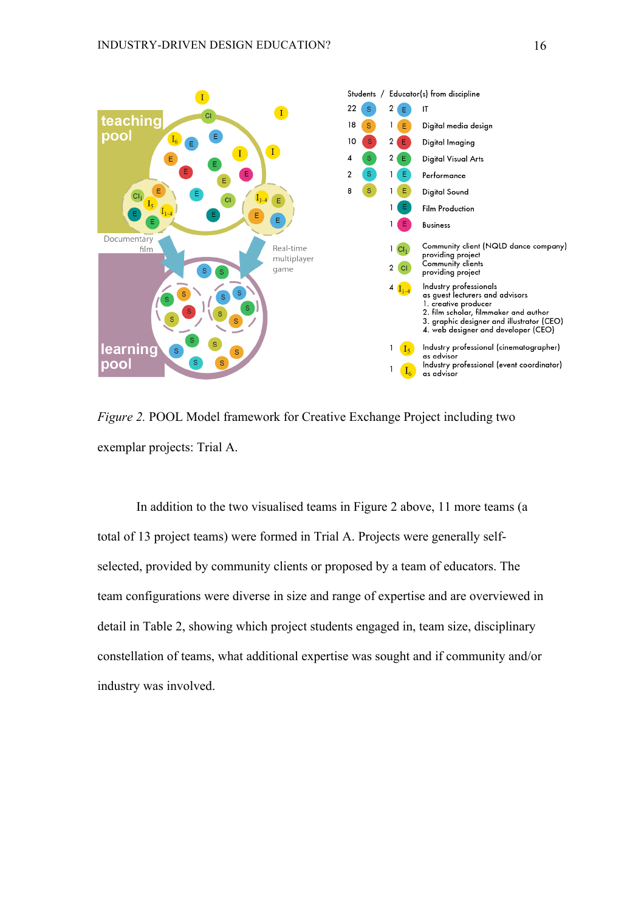*Figure 2.* POOL Model framework for Creative Exchange Project including two exemplar projects: Trial A.

In addition to the two visualised teams in Figure 2 above, 11 more teams (a total of 13 project teams) were formed in Trial A. Projects were generally self-selected, provided by community clients or proposed by a team of educators. The team configurations were diverse in size and range of expertise and are overviewed in detail in Table 2, showing which project students engaged in, team size, disciplinary constellation of teams, what additional expertise was sought and if community and/or industry was involved.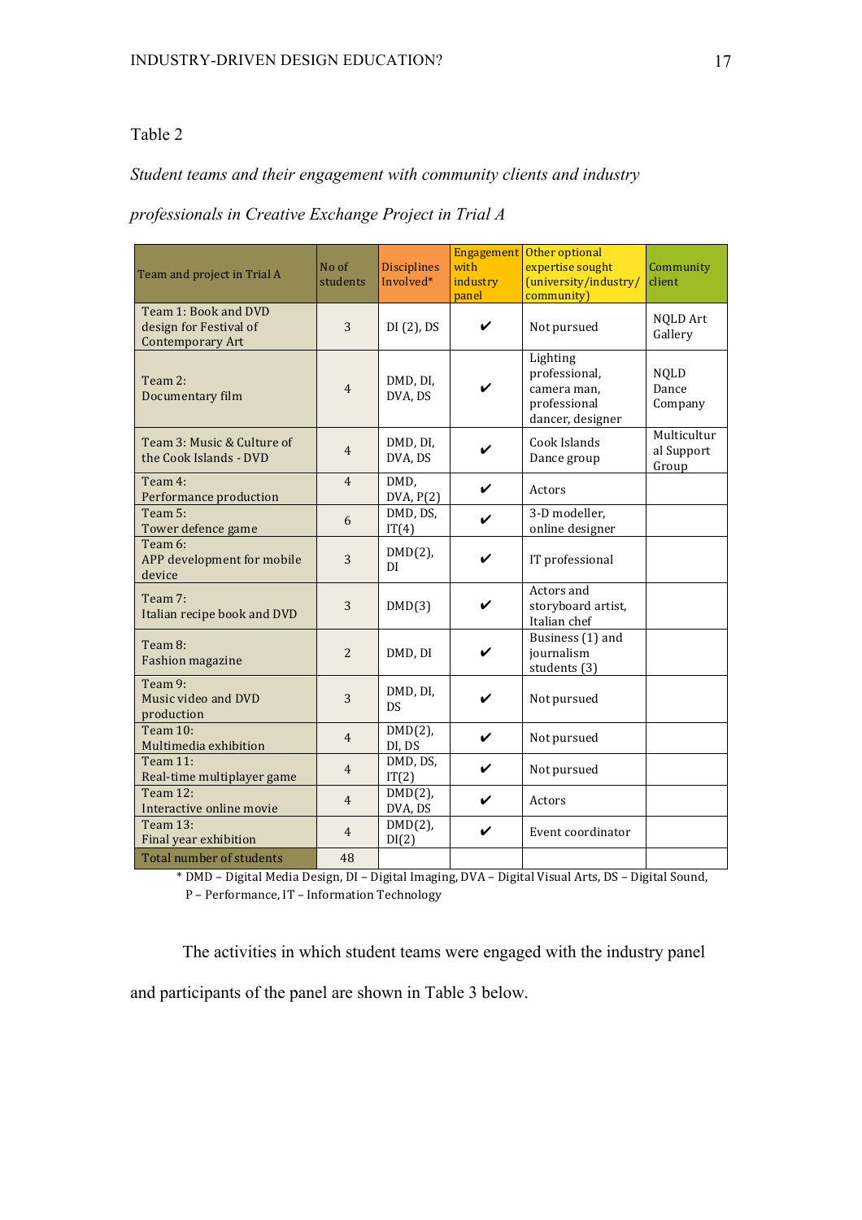Table 2

*Student teams and their engagement with community clients and industry professionals in Creative Exchange Project in Trial A*

| Team and project in Trial A | No of students | Disciplines Involved* | Engagement with industry panel | Other optional expertise sought (university/industry/community) | Community client |
|---|---|---|---|---|---|
| Team 1: Book and DVD design for Festival of Contemporary Art | 3 | DI (2), DS | ✔ | Not pursued | NQLD Art Gallery |
| Team 2: Documentary film | 4 | DMD, DI, DVA, DS | ✔ | Lighting professional, camera man, professional dancer, designer | NQLD Dance Company |
| Team 3: Music & Culture of the Cook Islands - DVD | 4 | DMD, DI, DVA, DS | ✔ | Cook Islands Dance group | Multicultural Support Group |
| Team 4: Performance production | 4 | DMD, DVA, P(2) | ✔ | Actors | |
| Team 5: Tower defence game | 6 | DMD, DS, IT(4) | ✔ | 3-D modeller, online designer | |
| Team 6: APP development for mobile device | 3 | DMD(2), DI | ✔ | IT professional | |
| Team 7: Italian recipe book and DVD | 3 | DMD(3) | ✔ | Actors and storyboard artist, Italian chef | |
| Team 8: Fashion magazine | 2 | DMD, DI | ✔ | Business (1) and journalism students (3) | |
| Team 9: Music video and DVD production | 3 | DMD, DI, DS | ✔ | Not pursued | |
| Team 10: Multimedia exhibition | 4 | DMD(2), DI, DS | ✔ | Not pursued | |
| Team 11: Real-time multiplayer game | 4 | DMD, DS, IT(2) | ✔ | Not pursued | |
| Team 12: Interactive online movie | 4 | DMD(2), DVA, DS | ✔ | Actors | |
| Team 13: Final year exhibition | 4 | DMD(2), DI(2) | ✔ | Event coordinator | |
| Total number of students | 48 | | | | |

\* DMD – Digital Media Design, DI – Digital Imaging, DVA – Digital Visual Arts, DS – Digital Sound, P – Performance, IT – Information Technology

The activities in which student teams were engaged with the industry panel and participants of the panel are shown in Table 3 below.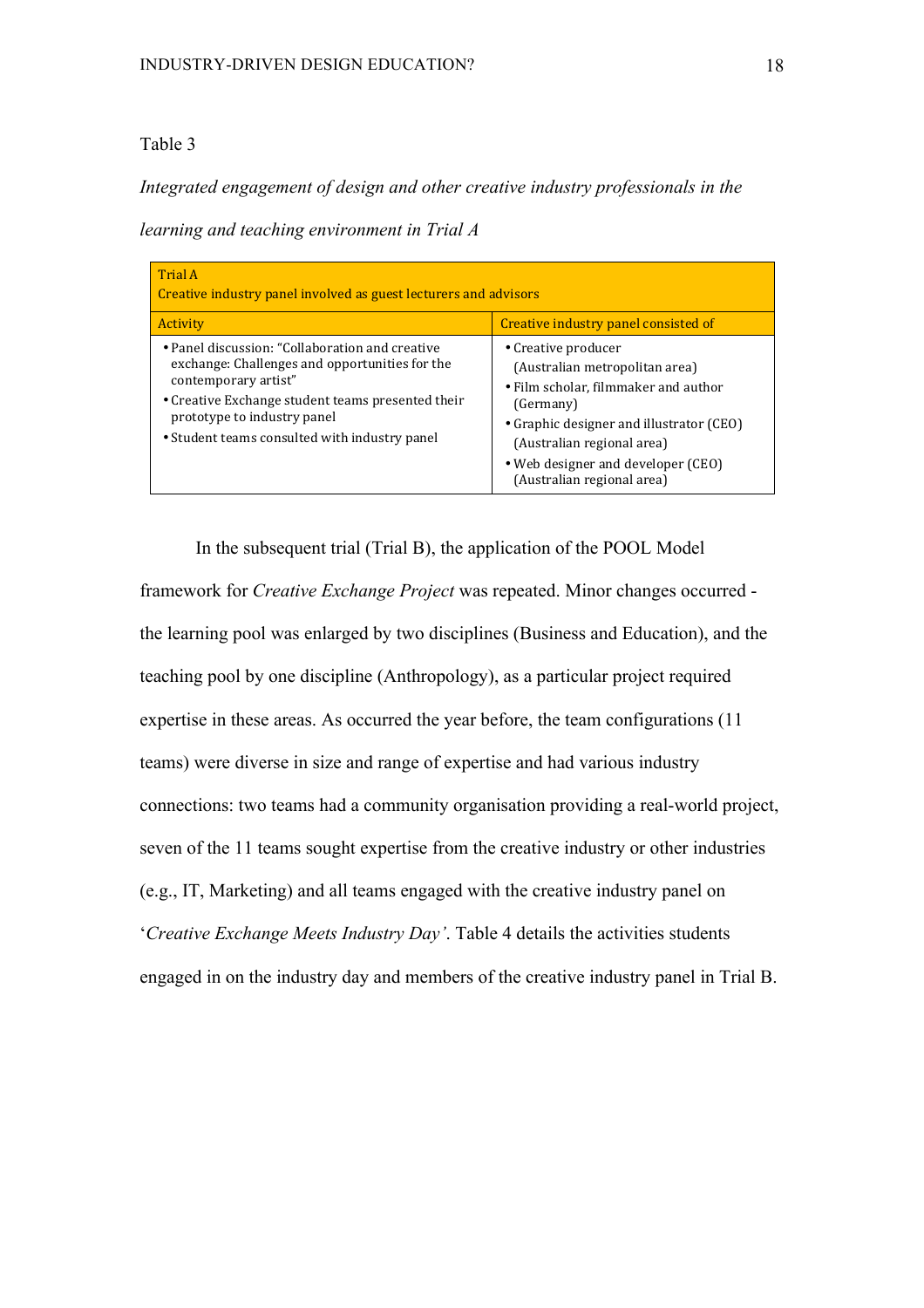Table 3

*Integrated engagement of design and other creative industry professionals in the learning and teaching environment in Trial A*

| Trial A<br>Creative industry panel involved as guest lecturers and advisors | |
|---|---|
| Activity | Creative industry panel consisted of |
| • Panel discussion: "Collaboration and creative exchange: Challenges and opportunities for the contemporary artist"<br>• Creative Exchange student teams presented their prototype to industry panel<br>• Student teams consulted with industry panel | • Creative producer (Australian metropolitan area)<br>• Film scholar, filmmaker and author (Germany)<br>• Graphic designer and illustrator (CEO) (Australian regional area)<br>• Web designer and developer (CEO) (Australian regional area) |

In the subsequent trial (Trial B), the application of the POOL Model framework for *Creative Exchange Project* was repeated. Minor changes occurred - the learning pool was enlarged by two disciplines (Business and Education), and the teaching pool by one discipline (Anthropology), as a particular project required expertise in these areas. As occurred the year before, the team configurations (11 teams) were diverse in size and range of expertise and had various industry connections: two teams had a community organisation providing a real-world project, seven of the 11 teams sought expertise from the creative industry or other industries (e.g., IT, Marketing) and all teams engaged with the creative industry panel on '*Creative Exchange Meets Industry Day'*. Table 4 details the activities students engaged in on the industry day and members of the creative industry panel in Trial B.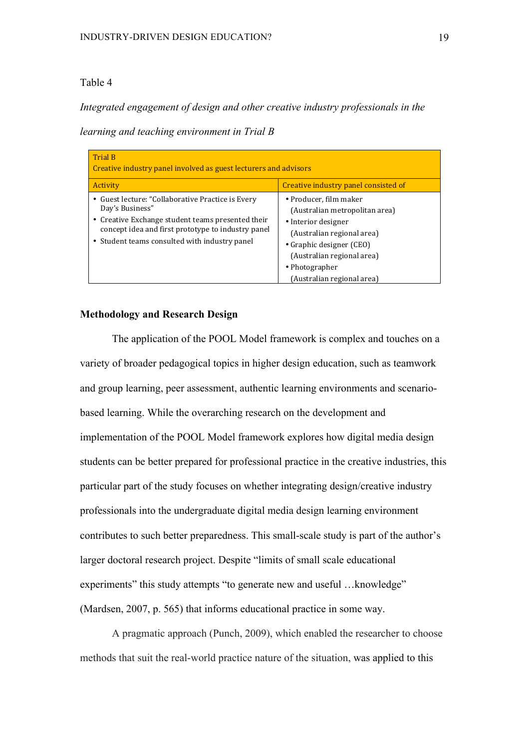Table 4

*Integrated engagement of design and other creative industry professionals in the learning and teaching environment in Trial B*

| Trial B<br>Creative industry panel involved as guest lecturers and advisors | |
|---|---|
| Activity | Creative industry panel consisted of |
| • Guest lecture: "Collaborative Practice is Every Day's Business"<br>• Creative Exchange student teams presented their concept idea and first prototype to industry panel<br>• Student teams consulted with industry panel | • Producer, film maker (Australian metropolitan area)<br>• Interior designer (Australian regional area)<br>• Graphic designer (CEO) (Australian regional area)<br>• Photographer (Australian regional area) |

**Methodology and Research Design**

The application of the POOL Model framework is complex and touches on a variety of broader pedagogical topics in higher design education, such as teamwork and group learning, peer assessment, authentic learning environments and scenario-based learning. While the overarching research on the development and implementation of the POOL Model framework explores how digital media design students can be better prepared for professional practice in the creative industries, this particular part of the study focuses on whether integrating design/creative industry professionals into the undergraduate digital media design learning environment contributes to such better preparedness. This small-scale study is part of the author's larger doctoral research project. Despite "limits of small scale educational experiments" this study attempts "to generate new and useful …knowledge" (Mardsen, 2007, p. 565) that informs educational practice in some way.

A pragmatic approach (Punch, 2009), which enabled the researcher to choose methods that suit the real-world practice nature of the situation, was applied to this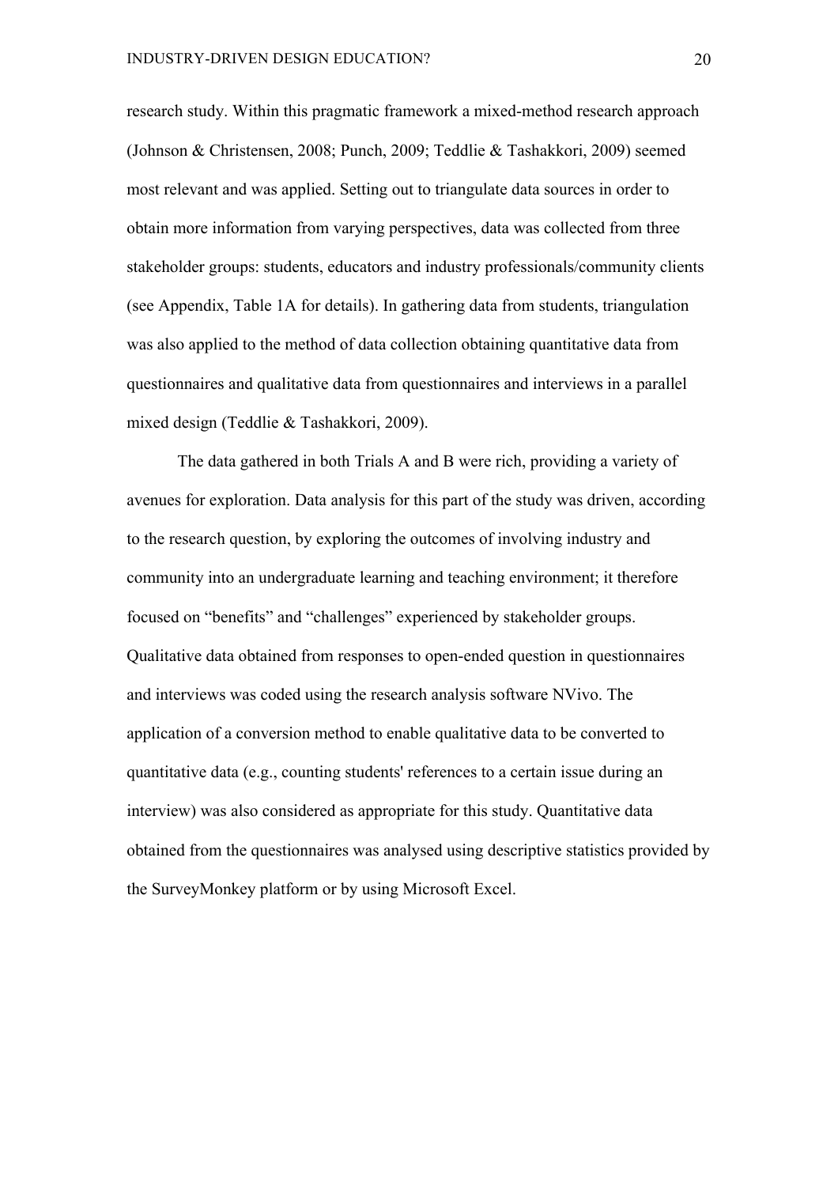research study. Within this pragmatic framework a mixed-method research approach (Johnson & Christensen, 2008; Punch, 2009; Teddlie & Tashakkori, 2009) seemed most relevant and was applied. Setting out to triangulate data sources in order to obtain more information from varying perspectives, data was collected from three stakeholder groups: students, educators and industry professionals/community clients (see Appendix, Table 1A for details). In gathering data from students, triangulation was also applied to the method of data collection obtaining quantitative data from questionnaires and qualitative data from questionnaires and interviews in a parallel mixed design (Teddlie & Tashakkori, 2009).

The data gathered in both Trials A and B were rich, providing a variety of avenues for exploration. Data analysis for this part of the study was driven, according to the research question, by exploring the outcomes of involving industry and community into an undergraduate learning and teaching environment; it therefore focused on "benefits" and "challenges" experienced by stakeholder groups. Qualitative data obtained from responses to open-ended question in questionnaires and interviews was coded using the research analysis software NVivo. The application of a conversion method to enable qualitative data to be converted to quantitative data (e.g., counting students' references to a certain issue during an interview) was also considered as appropriate for this study. Quantitative data obtained from the questionnaires was analysed using descriptive statistics provided by the SurveyMonkey platform or by using Microsoft Excel.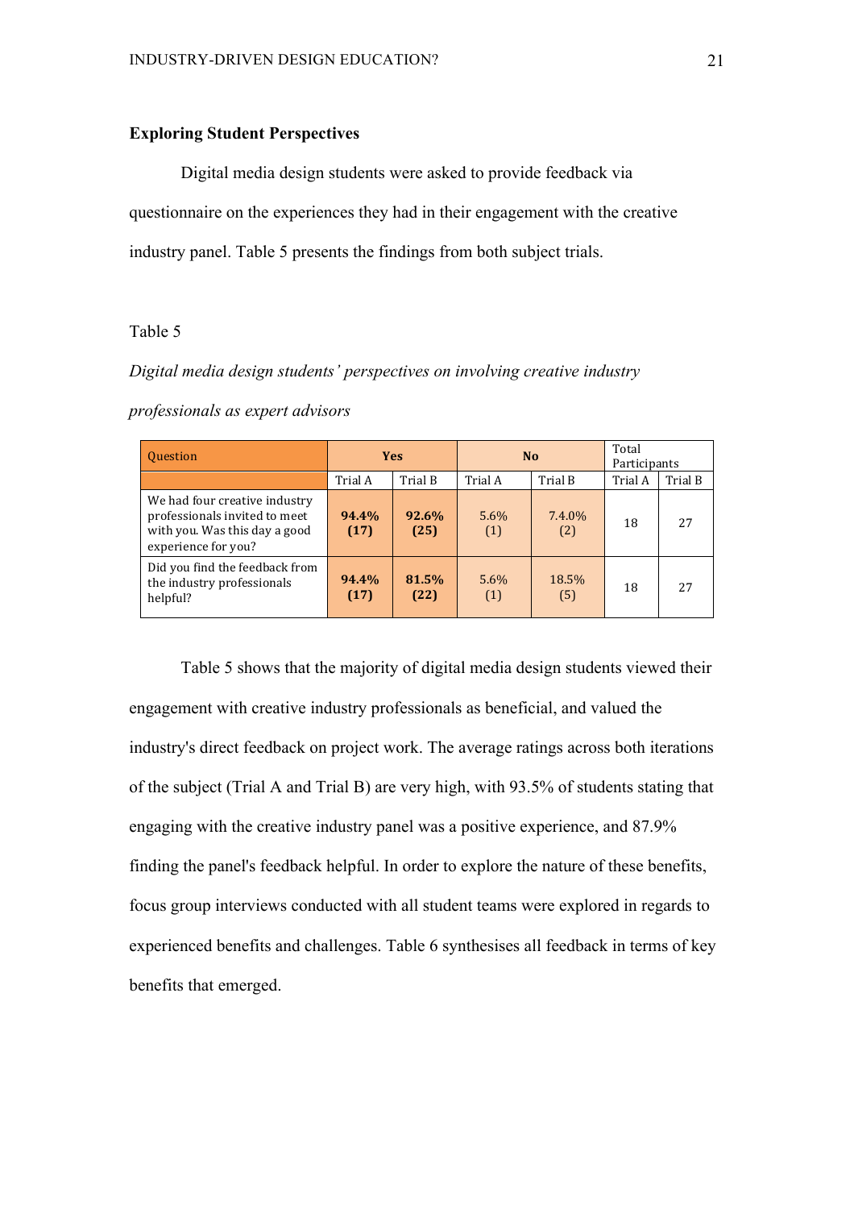### Exploring Student Perspectives

Digital media design students were asked to provide feedback via questionnaire on the experiences they had in their engagement with the creative industry panel. Table 5 presents the findings from both subject trials.

Table 5

*Digital media design students' perspectives on involving creative industry professionals as expert advisors*

| Question | Yes | | No | | Total Participants | |
|---|---|---|---|---|---|---|
| | Trial A | Trial B | Trial A | Trial B | Trial A | Trial B |
| We had four creative industry professionals invited to meet with you. Was this day a good experience for you? | **94.4% (17)** | **92.6% (25)** | 5.6% (1) | 7.4.0% (2) | 18 | 27 |
| Did you find the feedback from the industry professionals helpful? | **94.4% (17)** | **81.5% (22)** | 5.6% (1) | 18.5% (5) | 18 | 27 |

Table 5 shows that the majority of digital media design students viewed their engagement with creative industry professionals as beneficial, and valued the industry's direct feedback on project work. The average ratings across both iterations of the subject (Trial A and Trial B) are very high, with 93.5% of students stating that engaging with the creative industry panel was a positive experience, and 87.9% finding the panel's feedback helpful. In order to explore the nature of these benefits, focus group interviews conducted with all student teams were explored in regards to experienced benefits and challenges. Table 6 synthesises all feedback in terms of key benefits that emerged.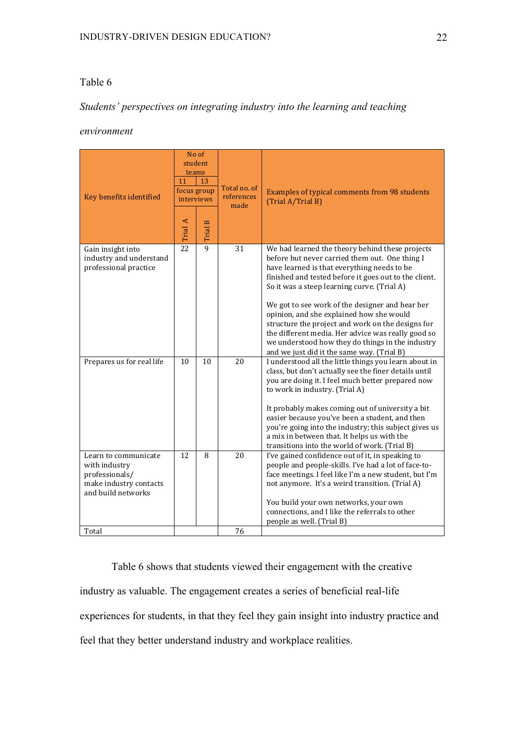Table 6

*Students' perspectives on integrating industry into the learning and teaching environment*

| Key benefits identified | No of student teams: 11 focus group interviews (Trial A) | No of student teams: 13 focus group interviews (Trial B) | Total no. of references made | Examples of typical comments from 98 students (Trial A/Trial B) |
|---|---|---|---|---|
| Gain insight into industry and understand professional practice | 22 | 9 | 31 | We had learned the theory behind these projects before but never carried them out. One thing I have learned is that everything needs to be finished and tested before it goes out to the client. So it was a steep learning curve. (Trial A)<br><br>We got to see work of the designer and hear her opinion, and she explained how she would structure the project and work on the designs for the different media. Her advice was really good so we understood how they do things in the industry and we just did it the same way. (Trial B) |
| Prepares us for real life | 10 | 10 | 20 | I understood all the little things you learn about in class, but don't actually see the finer details until you are doing it. I feel much better prepared now to work in industry. (Trial A)<br><br>It probably makes coming out of university a bit easier because you've been a student, and then you're going into the industry; this subject gives us a mix in between that. It helps us with the transitions into the world of work. (Trial B) |
| Learn to communicate with industry professionals/ make industry contacts and build networks | 12 | 8 | 20 | I've gained confidence out of it, in speaking to people and people-skills. I've had a lot of face-to-face meetings. I feel like I'm a new student, but I'm not anymore. It's a weird transition. (Trial A)<br><br>You build your own networks, your own connections, and I like the referrals to other people as well. (Trial B) |
| Total | | | 76 | |

Table 6 shows that students viewed their engagement with the creative industry as valuable. The engagement creates a series of beneficial real-life experiences for students, in that they feel they gain insight into industry practice and feel that they better understand industry and workplace realities.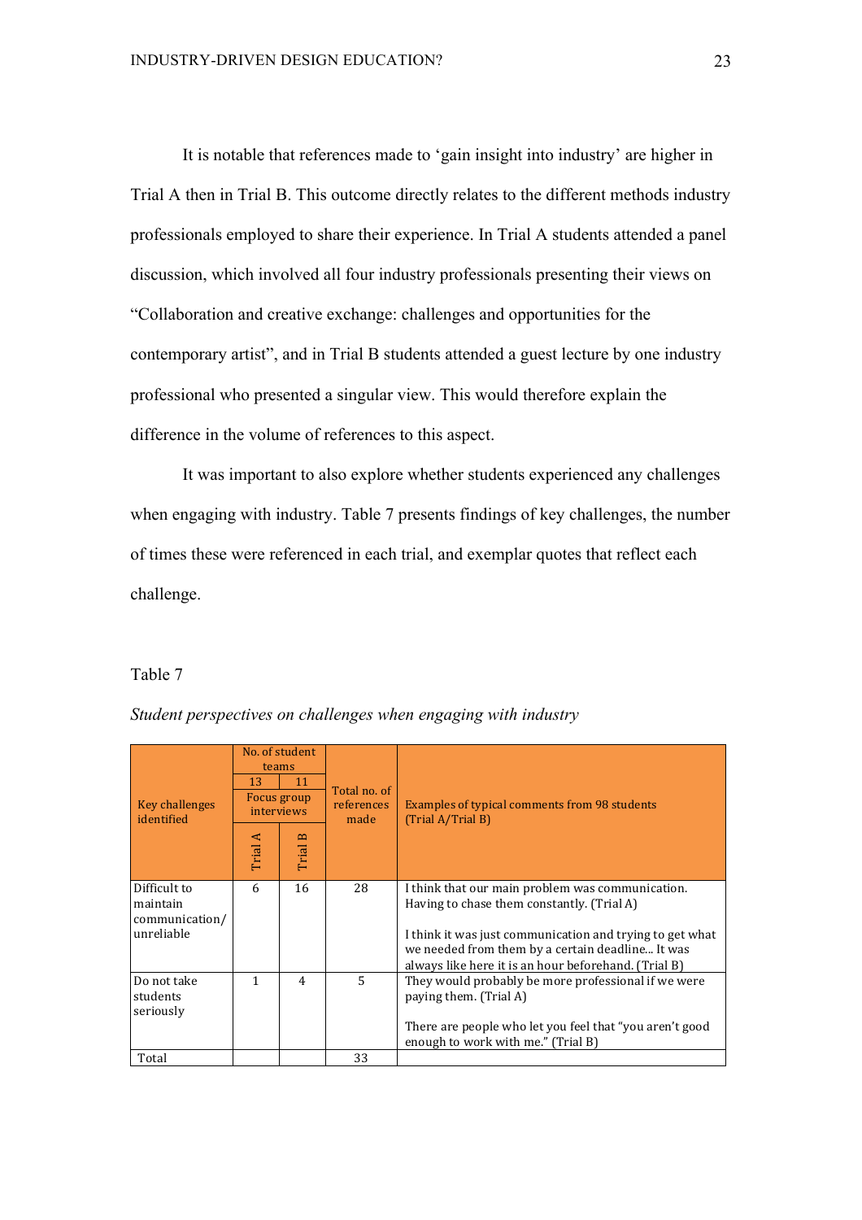It is notable that references made to 'gain insight into industry' are higher in Trial A then in Trial B. This outcome directly relates to the different methods industry professionals employed to share their experience. In Trial A students attended a panel discussion, which involved all four industry professionals presenting their views on "Collaboration and creative exchange: challenges and opportunities for the contemporary artist", and in Trial B students attended a guest lecture by one industry professional who presented a singular view. This would therefore explain the difference in the volume of references to this aspect.

It was important to also explore whether students experienced any challenges when engaging with industry. Table 7 presents findings of key challenges, the number of times these were referenced in each trial, and exemplar quotes that reflect each challenge.

Table 7

*Student perspectives on challenges when engaging with industry*

| Key challenges identified | No. of student teams | | Total no. of references made | Examples of typical comments from 98 students (Trial A/Trial B) |
|---|---|---|---|---|
| | 13 | 11 | | |
| | Focus group interviews | | | |
| | Trial A | Trial B | | |
| Difficult to maintain communication/ unreliable | 6 | 16 | 28 | I think that our main problem was communication. Having to chase them constantly. (Trial A)<br><br>I think it was just communication and trying to get what we needed from them by a certain deadline... It was always like here it is an hour beforehand. (Trial B) |
| Do not take students seriously | 1 | 4 | 5 | They would probably be more professional if we were paying them. (Trial A)<br><br>There are people who let you feel that "you aren't good enough to work with me." (Trial B) |
| Total | | | 33 | |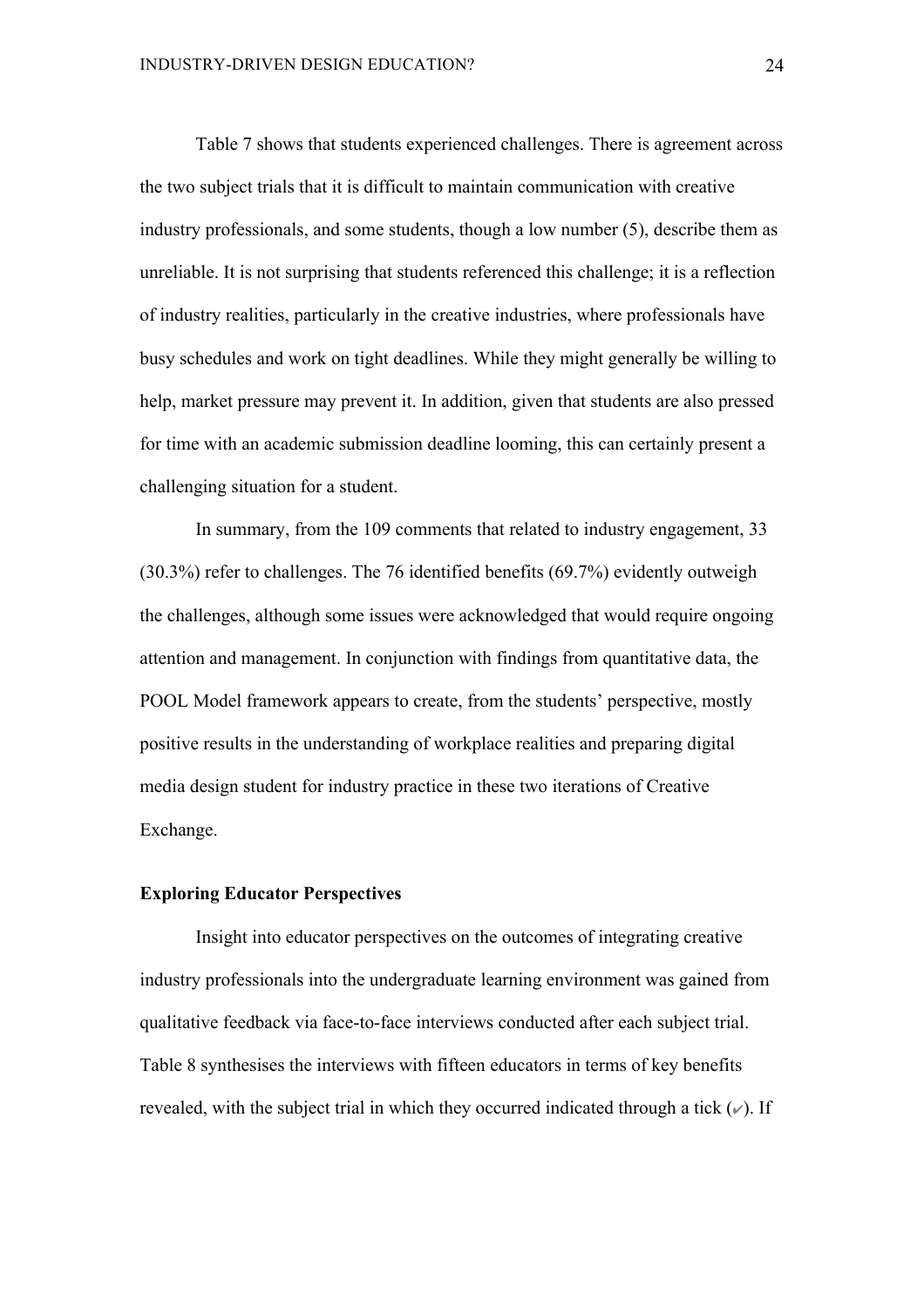Table 7 shows that students experienced challenges. There is agreement across the two subject trials that it is difficult to maintain communication with creative industry professionals, and some students, though a low number (5), describe them as unreliable. It is not surprising that students referenced this challenge; it is a reflection of industry realities, particularly in the creative industries, where professionals have busy schedules and work on tight deadlines. While they might generally be willing to help, market pressure may prevent it. In addition, given that students are also pressed for time with an academic submission deadline looming, this can certainly present a challenging situation for a student.

In summary, from the 109 comments that related to industry engagement, 33 (30.3%) refer to challenges. The 76 identified benefits (69.7%) evidently outweigh the challenges, although some issues were acknowledged that would require ongoing attention and management. In conjunction with findings from quantitative data, the POOL Model framework appears to create, from the students' perspective, mostly positive results in the understanding of workplace realities and preparing digital media design student for industry practice in these two iterations of Creative Exchange.

**Exploring Educator Perspectives**

Insight into educator perspectives on the outcomes of integrating creative industry professionals into the undergraduate learning environment was gained from qualitative feedback via face-to-face interviews conducted after each subject trial. Table 8 synthesises the interviews with fifteen educators in terms of key benefits revealed, with the subject trial in which they occurred indicated through a tick (✔). If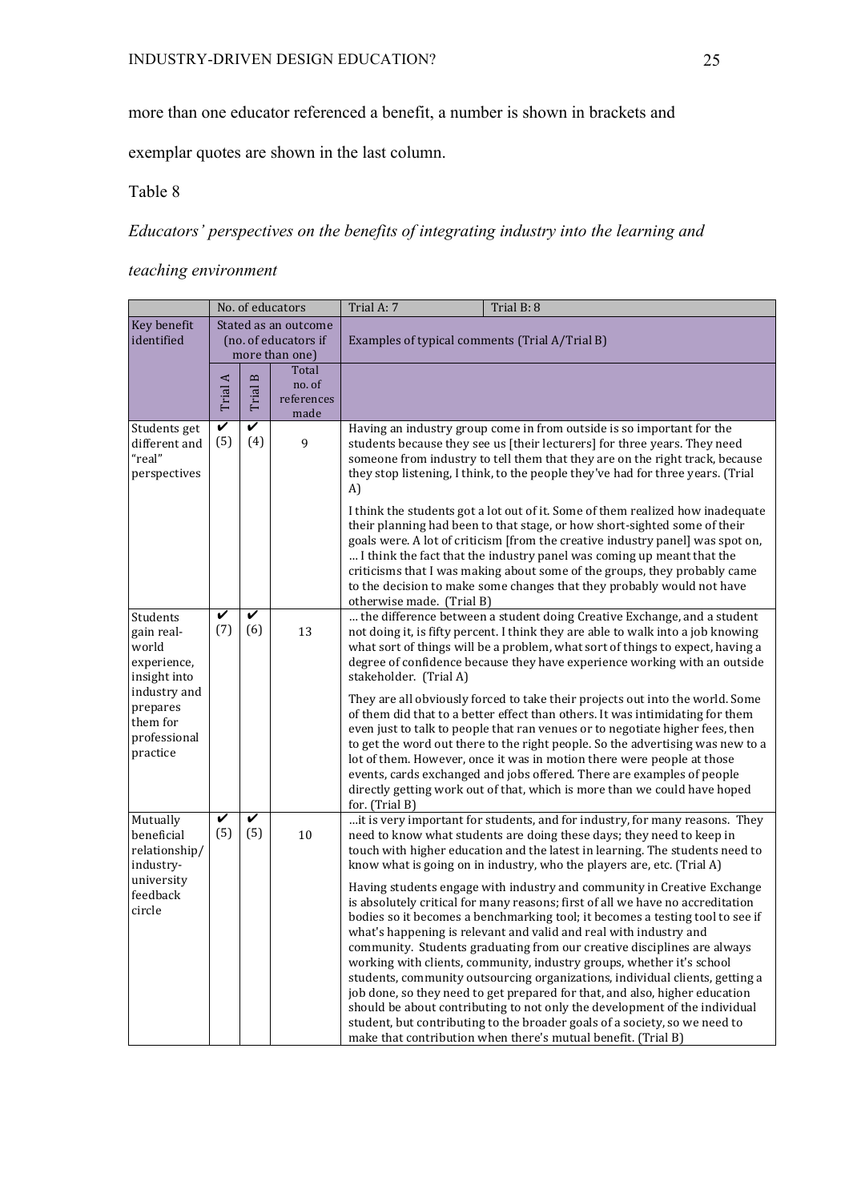more than one educator referenced a benefit, a number is shown in brackets and exemplar quotes are shown in the last column.

Table 8

*Educators' perspectives on the benefits of integrating industry into the learning and teaching environment*

| | No. of educators | | | Trial A: 7 | Trial B: 8 |
|---|---|---|---|---|---|
| Key benefit identified | Stated as an outcome (no. of educators if more than one) | | | Examples of typical comments (Trial A/Trial B) | |
| | Trial A | Trial B | Total no. of references made | | |
| Students get different and "real" perspectives | ✔ (5) | ✔ (4) | 9 | Having an industry group come in from outside is so important for the students because they see us [their lecturers] for three years. They need someone from industry to tell them that they are on the right track, because they stop listening, I think, to the people they've had for three years. (Trial A)<br><br>I think the students got a lot out of it. Some of them realized how inadequate their planning had been to that stage, or how short-sighted some of their goals were. A lot of criticism [from the creative industry panel] was spot on, … I think the fact that the industry panel was coming up meant that the criticisms that I was making about some of the groups, they probably came to the decision to make some changes that they probably would not have otherwise made. (Trial B) | |
| Students gain real-world experience, insight into industry and prepares them for professional practice | ✔ (7) | ✔ (6) | 13 | … the difference between a student doing Creative Exchange, and a student not doing it, is fifty percent. I think they are able to walk into a job knowing what sort of things will be a problem, what sort of things to expect, having a degree of confidence because they have experience working with an outside stakeholder. (Trial A)<br><br>They are all obviously forced to take their projects out into the world. Some of them did that to a better effect than others. It was intimidating for them even just to talk to people that ran venues or to negotiate higher fees, then to get the word out there to the right people. So the advertising was new to a lot of them. However, once it was in motion there were people at those events, cards exchanged and jobs offered. There are examples of people directly getting work out of that, which is more than we could have hoped for. (Trial B) | |
| Mutually beneficial relationship/ industry-university feedback circle | ✔ (5) | ✔ (5) | 10 | …it is very important for students, and for industry, for many reasons. They need to know what students are doing these days; they need to keep in touch with higher education and the latest in learning. The students need to know what is going on in industry, who the players are, etc. (Trial A)<br><br>Having students engage with industry and community in Creative Exchange is absolutely critical for many reasons; first of all we have no accreditation bodies so it becomes a benchmarking tool; it becomes a testing tool to see if what's happening is relevant and valid and real with industry and community. Students graduating from our creative disciplines are always working with clients, community, industry groups, whether it's school students, community outsourcing organizations, individual clients, getting a job done, so they need to get prepared for that, and also, higher education should be about contributing to not only the development of the individual student, but contributing to the broader goals of a society, so we need to make that contribution when there's mutual benefit. (Trial B) | |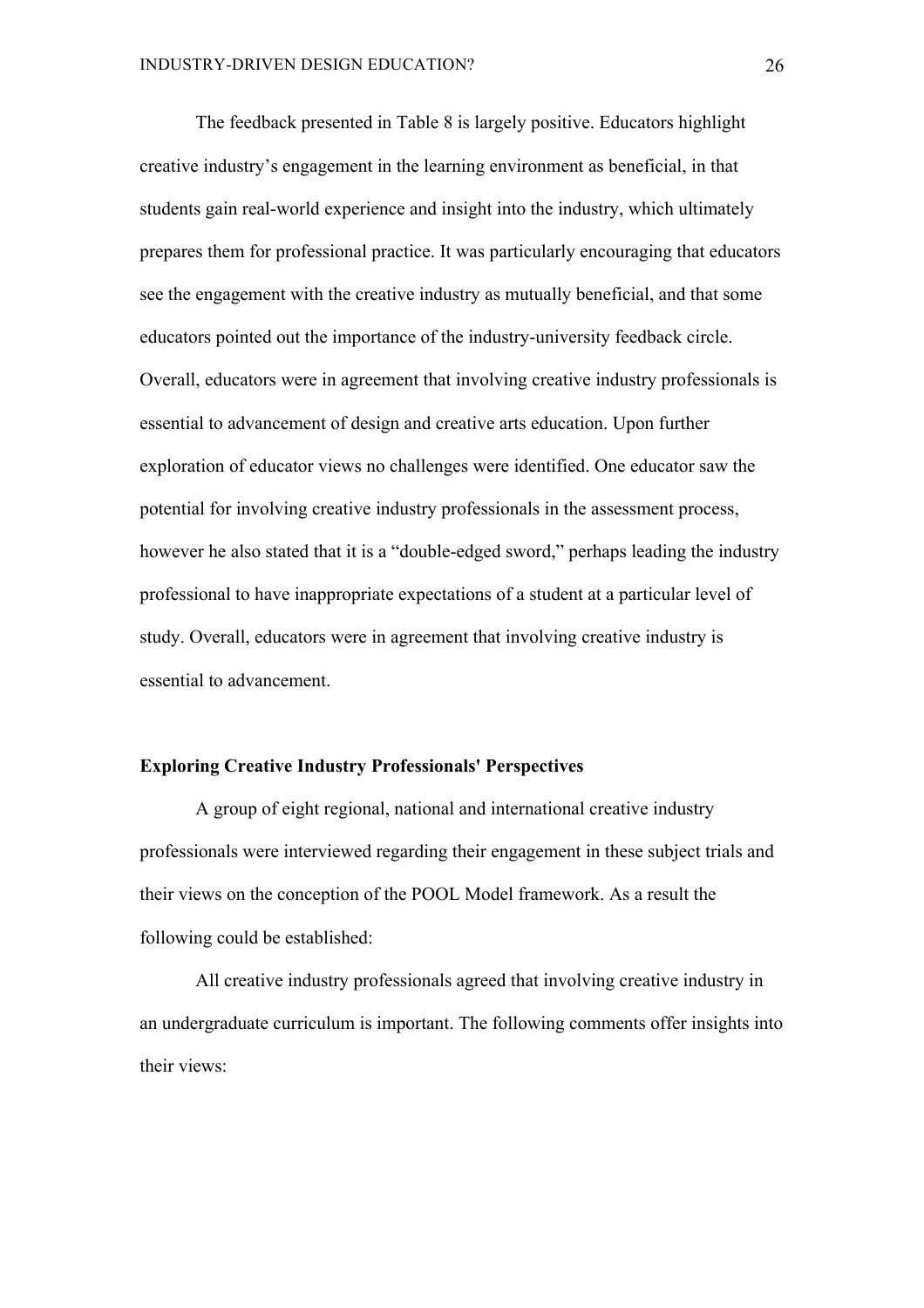The feedback presented in Table 8 is largely positive. Educators highlight creative industry's engagement in the learning environment as beneficial, in that students gain real-world experience and insight into the industry, which ultimately prepares them for professional practice. It was particularly encouraging that educators see the engagement with the creative industry as mutually beneficial, and that some educators pointed out the importance of the industry-university feedback circle. Overall, educators were in agreement that involving creative industry professionals is essential to advancement of design and creative arts education. Upon further exploration of educator views no challenges were identified. One educator saw the potential for involving creative industry professionals in the assessment process, however he also stated that it is a "double-edged sword," perhaps leading the industry professional to have inappropriate expectations of a student at a particular level of study. Overall, educators were in agreement that involving creative industry is essential to advancement.

### Exploring Creative Industry Professionals' Perspectives

A group of eight regional, national and international creative industry professionals were interviewed regarding their engagement in these subject trials and their views on the conception of the POOL Model framework. As a result the following could be established:

All creative industry professionals agreed that involving creative industry in an undergraduate curriculum is important. The following comments offer insights into their views: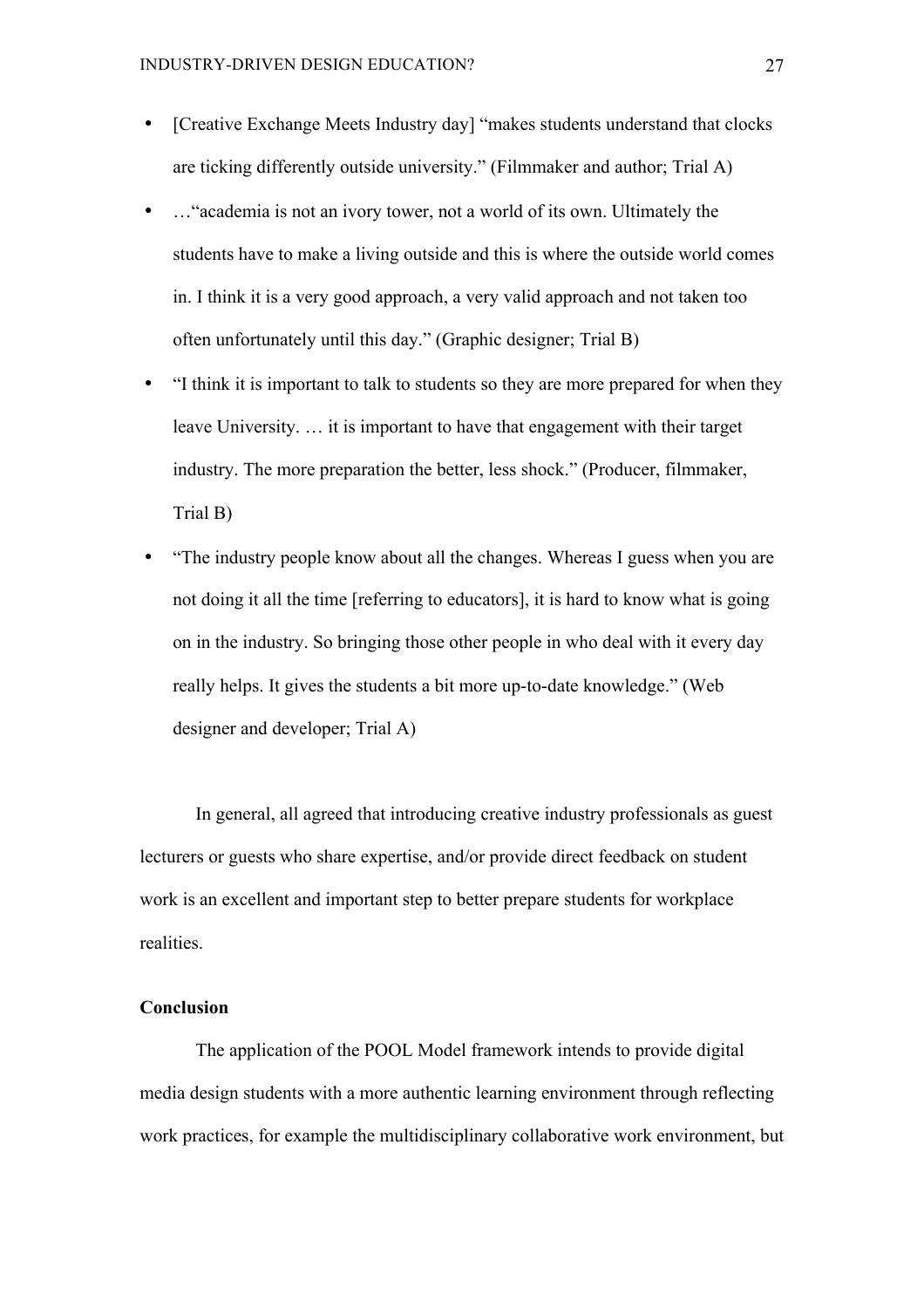- [Creative Exchange Meets Industry day] "makes students understand that clocks are ticking differently outside university." (Filmmaker and author; Trial A)
- …"academia is not an ivory tower, not a world of its own. Ultimately the students have to make a living outside and this is where the outside world comes in. I think it is a very good approach, a very valid approach and not taken too often unfortunately until this day." (Graphic designer; Trial B)
- "I think it is important to talk to students so they are more prepared for when they leave University. … it is important to have that engagement with their target industry. The more preparation the better, less shock." (Producer, filmmaker, Trial B)
- "The industry people know about all the changes. Whereas I guess when you are not doing it all the time [referring to educators], it is hard to know what is going on in the industry. So bringing those other people in who deal with it every day really helps. It gives the students a bit more up-to-date knowledge." (Web designer and developer; Trial A)

In general, all agreed that introducing creative industry professionals as guest lecturers or guests who share expertise, and/or provide direct feedback on student work is an excellent and important step to better prepare students for workplace realities.

**Conclusion**

The application of the POOL Model framework intends to provide digital media design students with a more authentic learning environment through reflecting work practices, for example the multidisciplinary collaborative work environment, but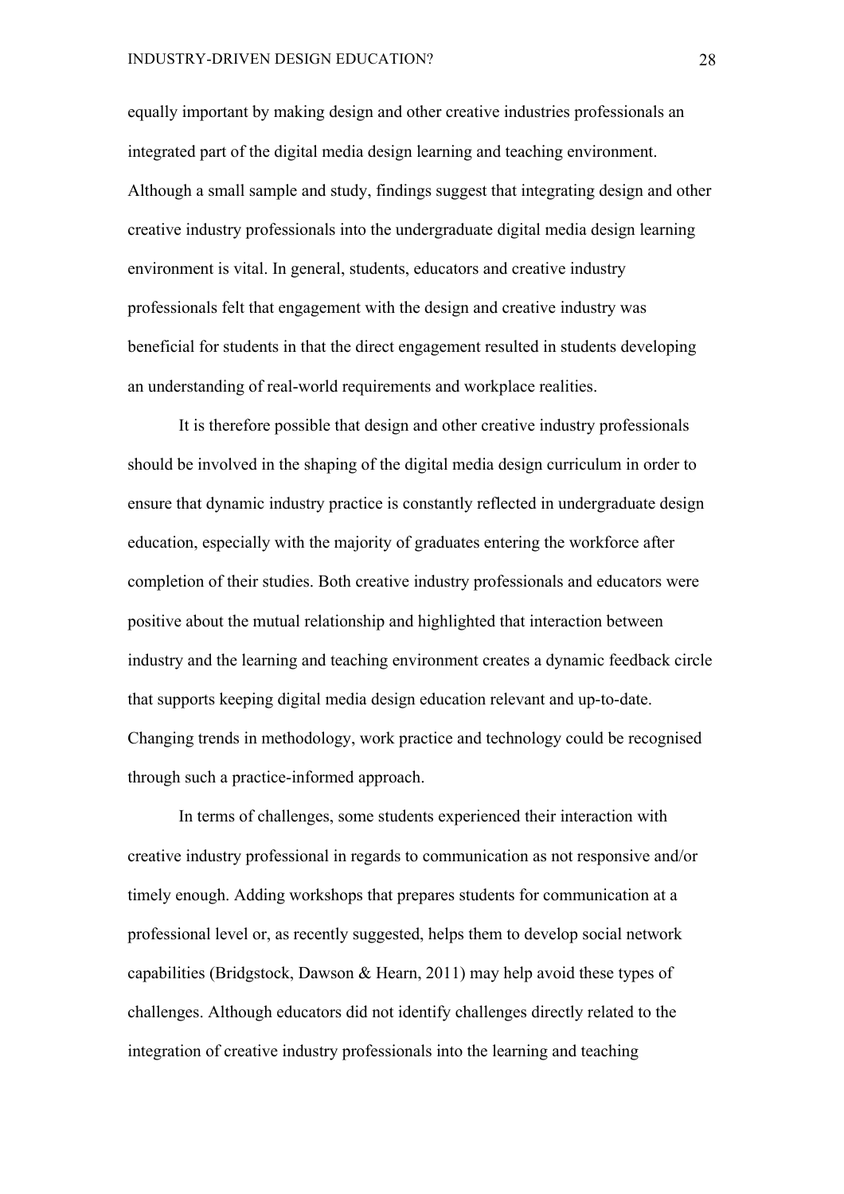equally important by making design and other creative industries professionals an integrated part of the digital media design learning and teaching environment. Although a small sample and study, findings suggest that integrating design and other creative industry professionals into the undergraduate digital media design learning environment is vital. In general, students, educators and creative industry professionals felt that engagement with the design and creative industry was beneficial for students in that the direct engagement resulted in students developing an understanding of real-world requirements and workplace realities.

It is therefore possible that design and other creative industry professionals should be involved in the shaping of the digital media design curriculum in order to ensure that dynamic industry practice is constantly reflected in undergraduate design education, especially with the majority of graduates entering the workforce after completion of their studies. Both creative industry professionals and educators were positive about the mutual relationship and highlighted that interaction between industry and the learning and teaching environment creates a dynamic feedback circle that supports keeping digital media design education relevant and up-to-date. Changing trends in methodology, work practice and technology could be recognised through such a practice-informed approach.

In terms of challenges, some students experienced their interaction with creative industry professional in regards to communication as not responsive and/or timely enough. Adding workshops that prepares students for communication at a professional level or, as recently suggested, helps them to develop social network capabilities (Bridgstock, Dawson & Hearn, 2011) may help avoid these types of challenges. Although educators did not identify challenges directly related to the integration of creative industry professionals into the learning and teaching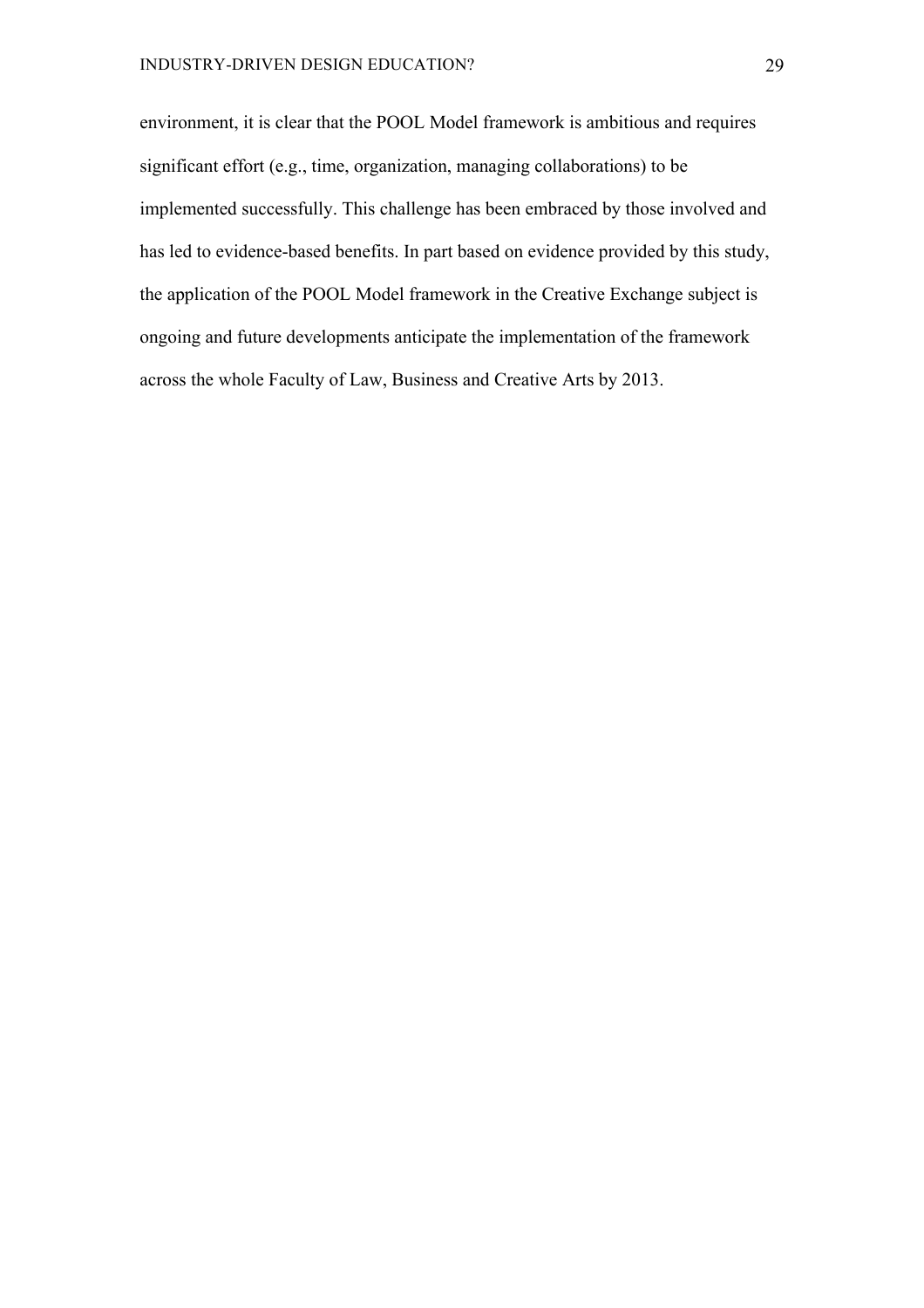environment, it is clear that the POOL Model framework is ambitious and requires significant effort (e.g., time, organization, managing collaborations) to be implemented successfully. This challenge has been embraced by those involved and has led to evidence-based benefits. In part based on evidence provided by this study, the application of the POOL Model framework in the Creative Exchange subject is ongoing and future developments anticipate the implementation of the framework across the whole Faculty of Law, Business and Creative Arts by 2013.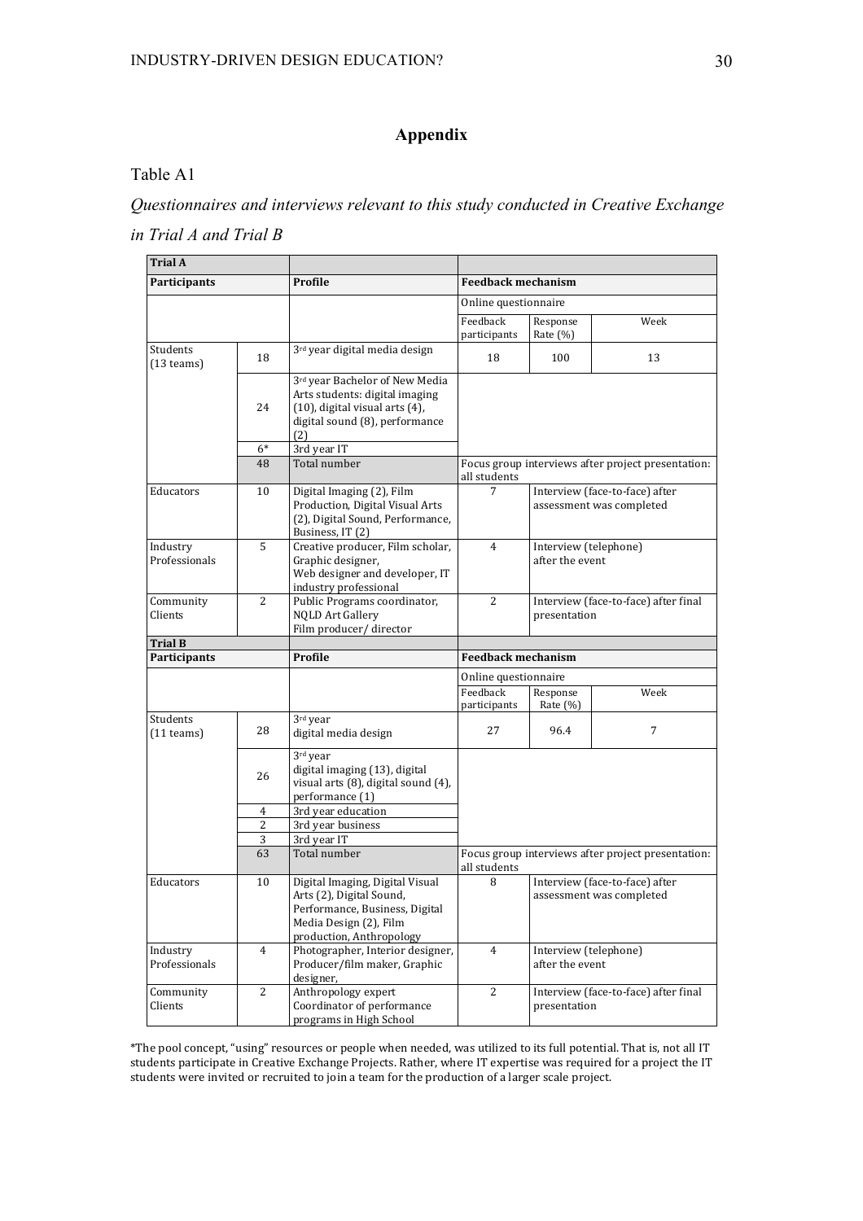## Appendix

Table A1

*Questionnaires and interviews relevant to this study conducted in Creative Exchange in Trial A and Trial B*

| **Trial A** | | | | | |
|---|---|---|---|---|---|
| **Participants** | | **Profile** | **Feedback mechanism** | | |
| | | | Online questionnaire | | |
| | | | Feedback participants | Response Rate (%) | Week |
| Students (13 teams) | 18 | 3rd year digital media design | 18 | 100 | 13 |
| | 24 | 3rd year Bachelor of New Media Arts students: digital imaging (10), digital visual arts (4), digital sound (8), performance (2) | | | |
| | 6* | 3rd year IT | | | |
| | 48 | Total number | Focus group interviews after project presentation: all students | | |
| Educators | 10 | Digital Imaging (2), Film Production, Digital Visual Arts (2), Digital Sound, Performance, Business, IT (2) | 7 | Interview (face-to-face) after assessment was completed | |
| Industry Professionals | 5 | Creative producer, Film scholar, Graphic designer, Web designer and developer, IT industry professional | 4 | Interview (telephone) after the event | |
| Community Clients | 2 | Public Programs coordinator, NQLD Art Gallery Film producer/ director | 2 | Interview (face-to-face) after final presentation | |
| **Trial B** | | | | | |
| **Participants** | | **Profile** | **Feedback mechanism** | | |
| | | | Online questionnaire | | |
| | | | Feedback participants | Response Rate (%) | Week |
| Students (11 teams) | 28 | 3rd year digital media design | 27 | 96.4 | 7 |
| | 26 | 3rd year digital imaging (13), digital visual arts (8), digital sound (4), performance (1) | | | |
| | 4 | 3rd year education | | | |
| | 2 | 3rd year business | | | |
| | 3 | 3rd year IT | | | |
| | 63 | Total number | Focus group interviews after project presentation: all students | | |
| Educators | 10 | Digital Imaging, Digital Visual Arts (2), Digital Sound, Performance, Business, Digital Media Design (2), Film production, Anthropology | 8 | Interview (face-to-face) after assessment was completed | |
| Industry Professionals | 4 | Photographer, Interior designer, Producer/film maker, Graphic designer, | 4 | Interview (telephone) after the event | |
| Community Clients | 2 | Anthropology expert Coordinator of performance programs in High School | 2 | Interview (face-to-face) after final presentation | |

*The pool concept, "using" resources or people when needed, was utilized to its full potential. That is, not all IT students participate in Creative Exchange Projects. Rather, where IT expertise was required for a project the IT students were invited or recruited to join a team for the production of a larger scale project.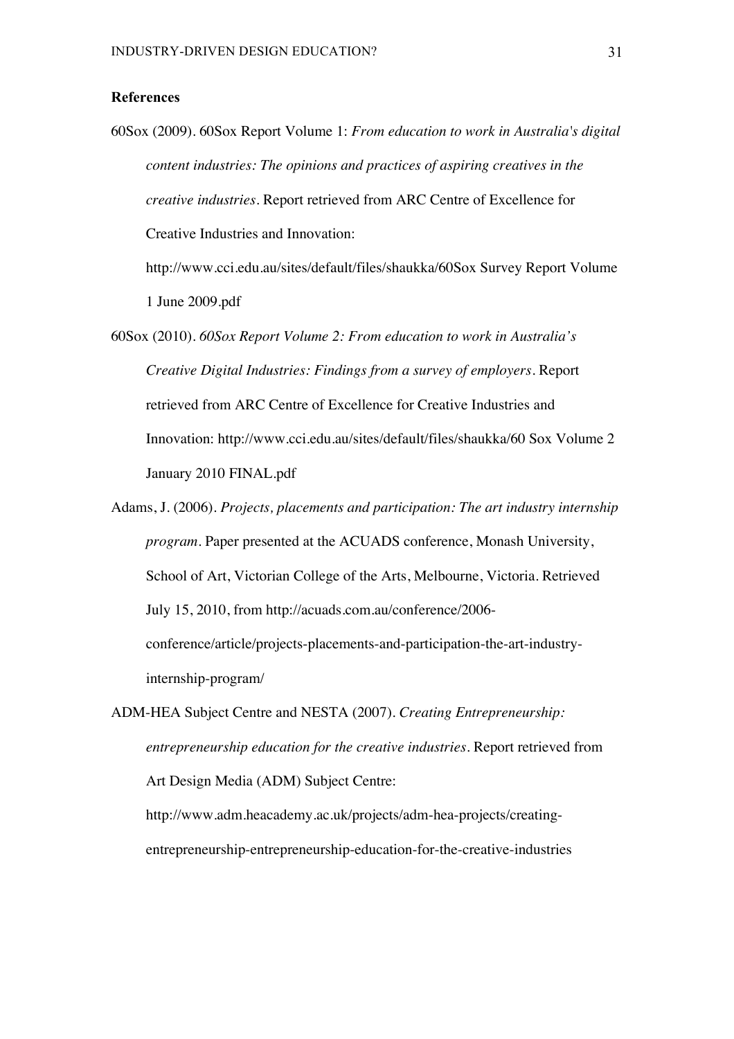## References

60Sox (2009). 60Sox Report Volume 1: *From education to work in Australia's digital content industries: The opinions and practices of aspiring creatives in the creative industries*. Report retrieved from ARC Centre of Excellence for Creative Industries and Innovation: http://www.cci.edu.au/sites/default/files/shaukka/60Sox Survey Report Volume 1 June 2009.pdf

60Sox (2010). *60Sox Report Volume 2: From education to work in Australia's Creative Digital Industries: Findings from a survey of employers*. Report retrieved from ARC Centre of Excellence for Creative Industries and Innovation: http://www.cci.edu.au/sites/default/files/shaukka/60 Sox Volume 2 January 2010 FINAL.pdf

Adams, J. (2006). *Projects, placements and participation: The art industry internship program*. Paper presented at the ACUADS conference, Monash University, School of Art, Victorian College of the Arts, Melbourne, Victoria. Retrieved July 15, 2010, from http://acuads.com.au/conference/2006-conference/article/projects-placements-and-participation-the-art-industry-internship-program/

ADM-HEA Subject Centre and NESTA (2007). *Creating Entrepreneurship: entrepreneurship education for the creative industries*. Report retrieved from Art Design Media (ADM) Subject Centre: http://www.adm.heacademy.ac.uk/projects/adm-hea-projects/creating-entrepreneurship-entrepreneurship-education-for-the-creative-industries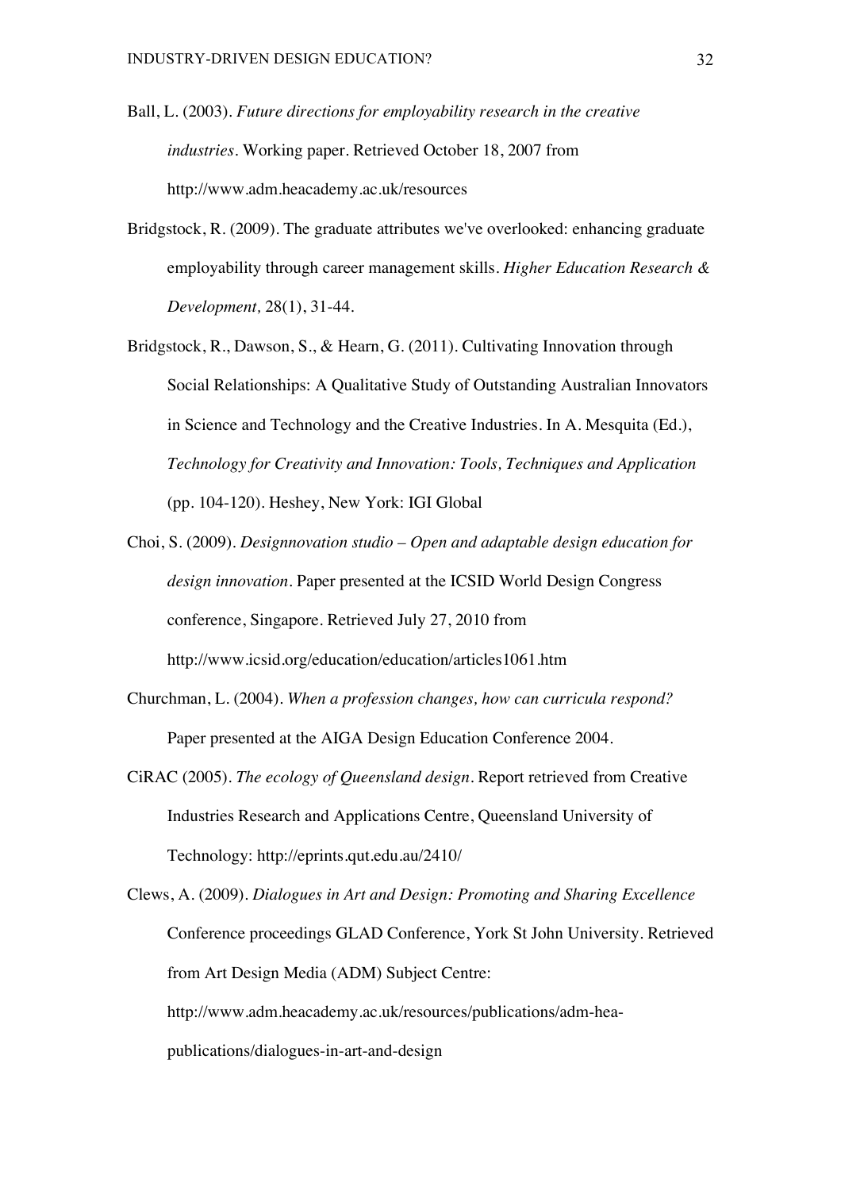Ball, L. (2003). *Future directions for employability research in the creative industries*. Working paper. Retrieved October 18, 2007 from http://www.adm.heacademy.ac.uk/resources

Bridgstock, R. (2009). The graduate attributes we've overlooked: enhancing graduate employability through career management skills. *Higher Education Research & Development,* 28(1), 31-44.

Bridgstock, R., Dawson, S., & Hearn, G. (2011). Cultivating Innovation through Social Relationships: A Qualitative Study of Outstanding Australian Innovators in Science and Technology and the Creative Industries. In A. Mesquita (Ed.), *Technology for Creativity and Innovation: Tools, Techniques and Application* (pp. 104-120). Heshey, New York: IGI Global

Choi, S. (2009). *Designnovation studio – Open and adaptable design education for design innovation*. Paper presented at the ICSID World Design Congress conference, Singapore. Retrieved July 27, 2010 from http://www.icsid.org/education/education/articles1061.htm

Churchman, L. (2004). *When a profession changes, how can curricula respond?* Paper presented at the AIGA Design Education Conference 2004.

CiRAC (2005). *The ecology of Queensland design*. Report retrieved from Creative Industries Research and Applications Centre, Queensland University of Technology: http://eprints.qut.edu.au/2410/

Clews, A. (2009). *Dialogues in Art and Design: Promoting and Sharing Excellence* Conference proceedings GLAD Conference, York St John University. Retrieved from Art Design Media (ADM) Subject Centre: http://www.adm.heacademy.ac.uk/resources/publications/adm-hea-publications/dialogues-in-art-and-design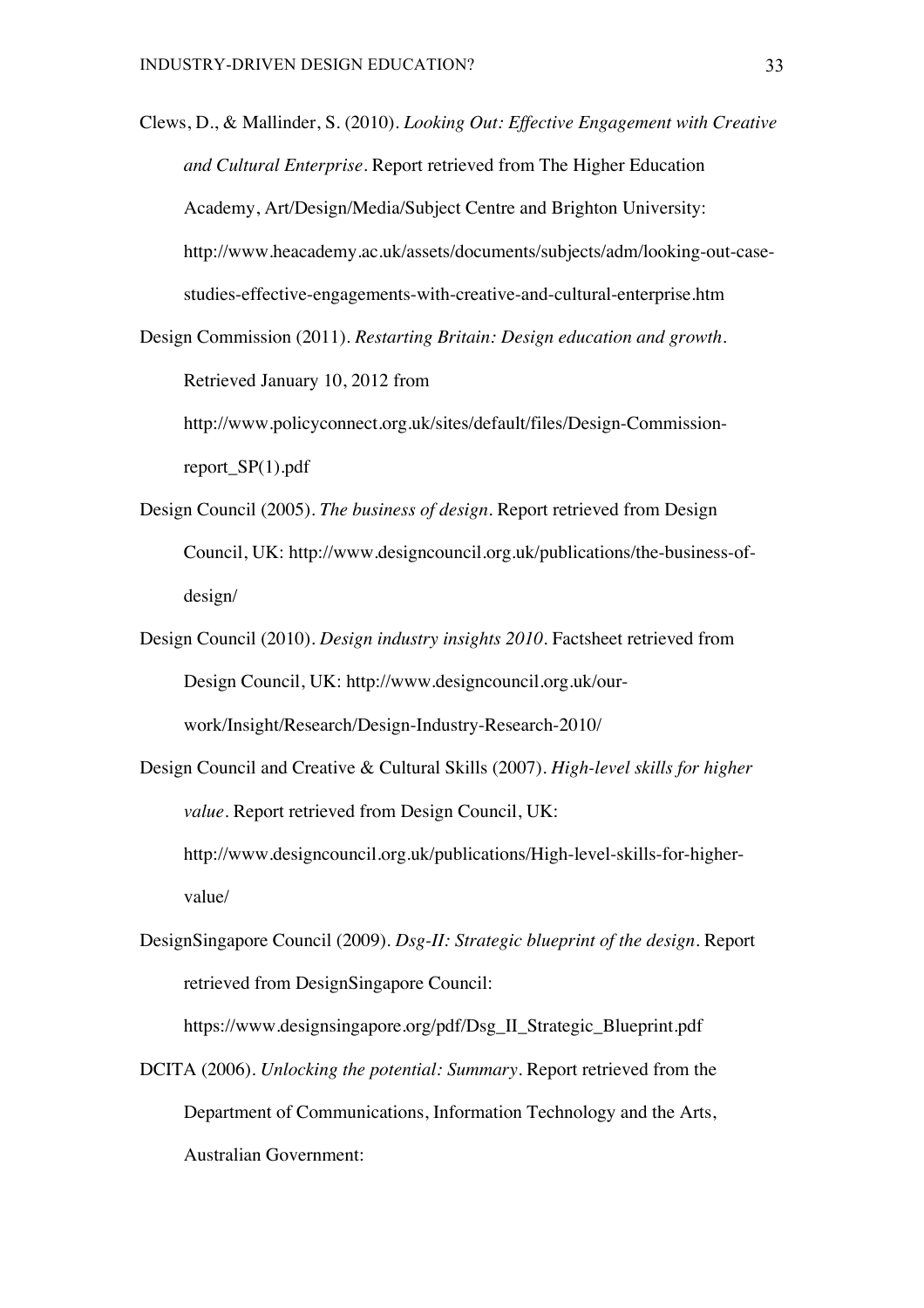Clews, D., & Mallinder, S. (2010). *Looking Out: Effective Engagement with Creative and Cultural Enterprise*. Report retrieved from The Higher Education Academy, Art/Design/Media/Subject Centre and Brighton University: http://www.heacademy.ac.uk/assets/documents/subjects/adm/looking-out-case-studies-effective-engagements-with-creative-and-cultural-enterprise.htm

Design Commission (2011). *Restarting Britain: Design education and growth*. Retrieved January 10, 2012 from http://www.policyconnect.org.uk/sites/default/files/Design-Commission-report_SP(1).pdf

Design Council (2005). *The business of design*. Report retrieved from Design Council, UK: http://www.designcouncil.org.uk/publications/the-business-of-design/

Design Council (2010). *Design industry insights 2010*. Factsheet retrieved from Design Council, UK: http://www.designcouncil.org.uk/our-work/Insight/Research/Design-Industry-Research-2010/

Design Council and Creative & Cultural Skills (2007). *High-level skills for higher value*. Report retrieved from Design Council, UK: http://www.designcouncil.org.uk/publications/High-level-skills-for-higher-value/

DesignSingapore Council (2009). *Dsg-II: Strategic blueprint of the design*. Report retrieved from DesignSingapore Council: https://www.designsingapore.org/pdf/Dsg_II_Strategic_Blueprint.pdf

DCITA (2006). *Unlocking the potential: Summary*. Report retrieved from the Department of Communications, Information Technology and the Arts, Australian Government: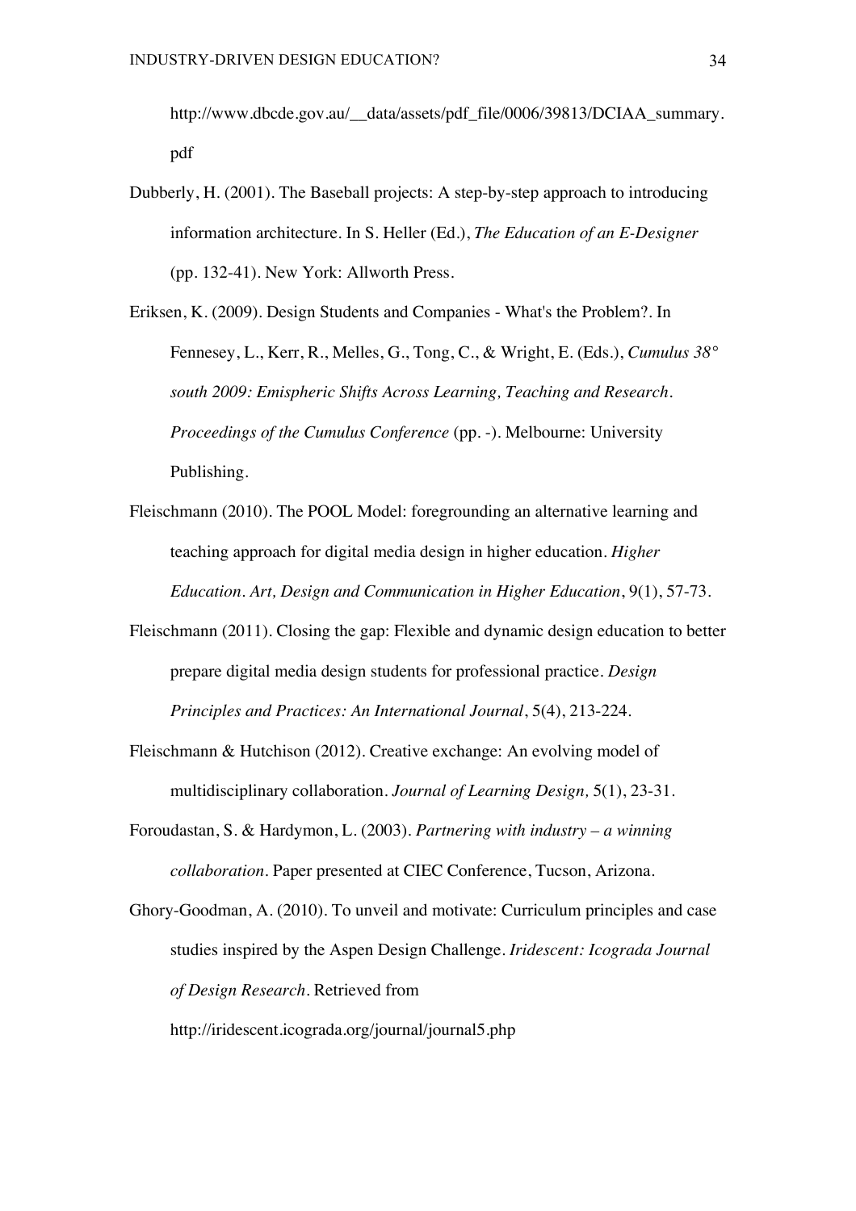http://www.dbcde.gov.au/__data/assets/pdf_file/0006/39813/DCIAA_summary.pdf

Dubberly, H. (2001). The Baseball projects: A step-by-step approach to introducing information architecture. In S. Heller (Ed.), *The Education of an E-Designer* (pp. 132-41). New York: Allworth Press.

Eriksen, K. (2009). Design Students and Companies - What's the Problem?. In Fennesey, L., Kerr, R., Melles, G., Tong, C., & Wright, E. (Eds.), *Cumulus 38° south 2009: Emispheric Shifts Across Learning, Teaching and Research. Proceedings of the Cumulus Conference* (pp. -). Melbourne: University Publishing.

Fleischmann (2010). The POOL Model: foregrounding an alternative learning and teaching approach for digital media design in higher education. *Higher Education. Art, Design and Communication in Higher Education*, 9(1), 57-73.

Fleischmann (2011). Closing the gap: Flexible and dynamic design education to better prepare digital media design students for professional practice. *Design Principles and Practices: An International Journal*, 5(4), 213-224.

Fleischmann & Hutchison (2012). Creative exchange: An evolving model of multidisciplinary collaboration. *Journal of Learning Design,* 5(1), 23-31.

Foroudastan, S. & Hardymon, L. (2003). *Partnering with industry – a winning collaboration*. Paper presented at CIEC Conference, Tucson, Arizona.

Ghory-Goodman, A. (2010). To unveil and motivate: Curriculum principles and case studies inspired by the Aspen Design Challenge. *Iridescent: Icograda Journal of Design Research*. Retrieved from http://iridescent.icograda.org/journal/journal5.php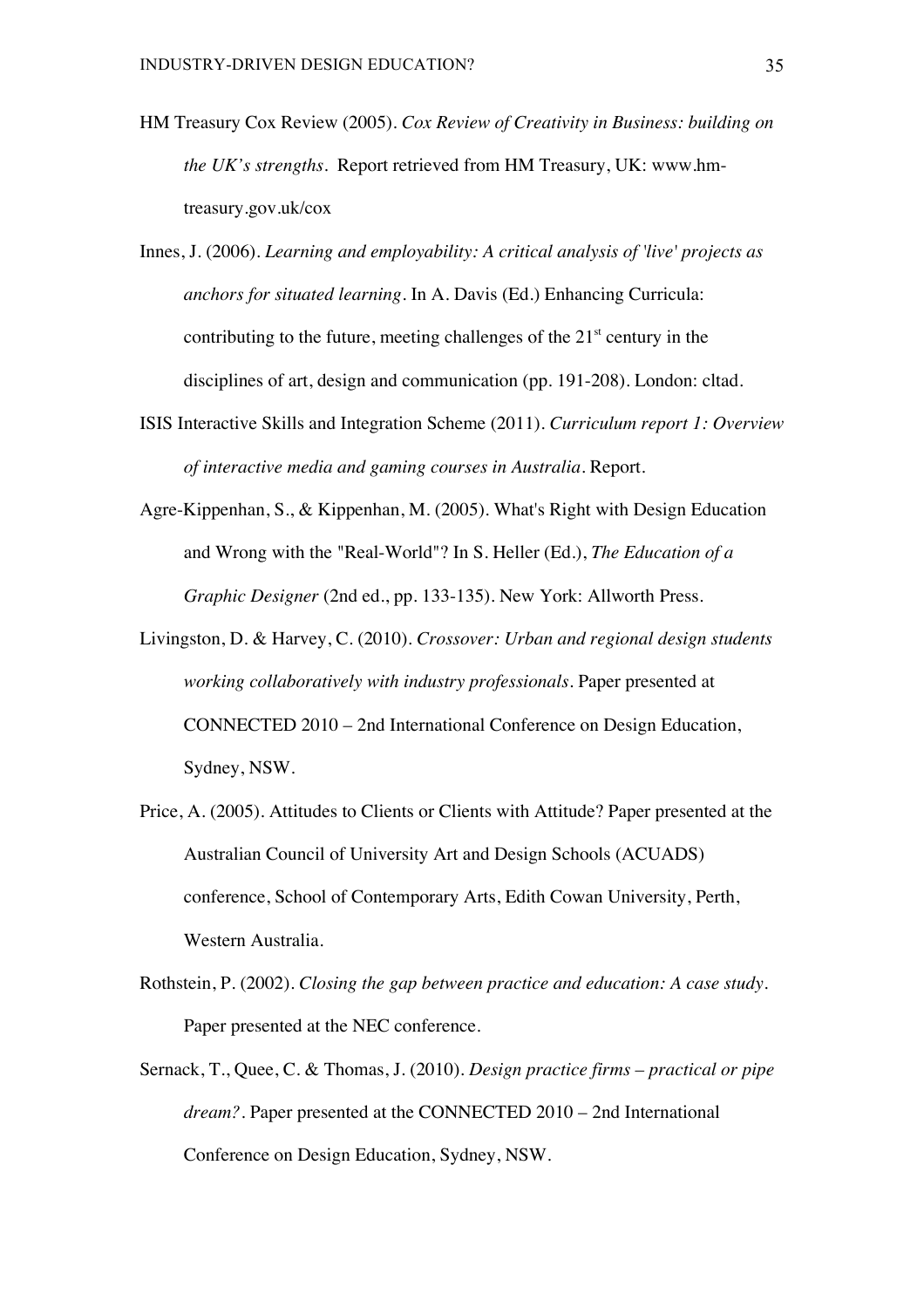HM Treasury Cox Review (2005). *Cox Review of Creativity in Business: building on the UK's strengths*. Report retrieved from HM Treasury, UK: www.hm-treasury.gov.uk/cox

Innes, J. (2006). *Learning and employability: A critical analysis of 'live' projects as anchors for situated learning*. In A. Davis (Ed.) Enhancing Curricula: contributing to the future, meeting challenges of the 21st century in the disciplines of art, design and communication (pp. 191-208). London: cltad.

ISIS Interactive Skills and Integration Scheme (2011). *Curriculum report 1: Overview of interactive media and gaming courses in Australia*. Report.

Agre-Kippenhan, S., & Kippenhan, M. (2005). What's Right with Design Education and Wrong with the "Real-World"? In S. Heller (Ed.), *The Education of a Graphic Designer* (2nd ed., pp. 133-135). New York: Allworth Press.

Livingston, D. & Harvey, C. (2010). *Crossover: Urban and regional design students working collaboratively with industry professionals*. Paper presented at CONNECTED 2010 – 2nd International Conference on Design Education, Sydney, NSW.

Price, A. (2005). Attitudes to Clients or Clients with Attitude? Paper presented at the Australian Council of University Art and Design Schools (ACUADS) conference, School of Contemporary Arts, Edith Cowan University, Perth, Western Australia.

Rothstein, P. (2002). *Closing the gap between practice and education: A case study*. Paper presented at the NEC conference.

Sernack, T., Quee, C. & Thomas, J. (2010). *Design practice firms – practical or pipe dream?*. Paper presented at the CONNECTED 2010 – 2nd International Conference on Design Education, Sydney, NSW.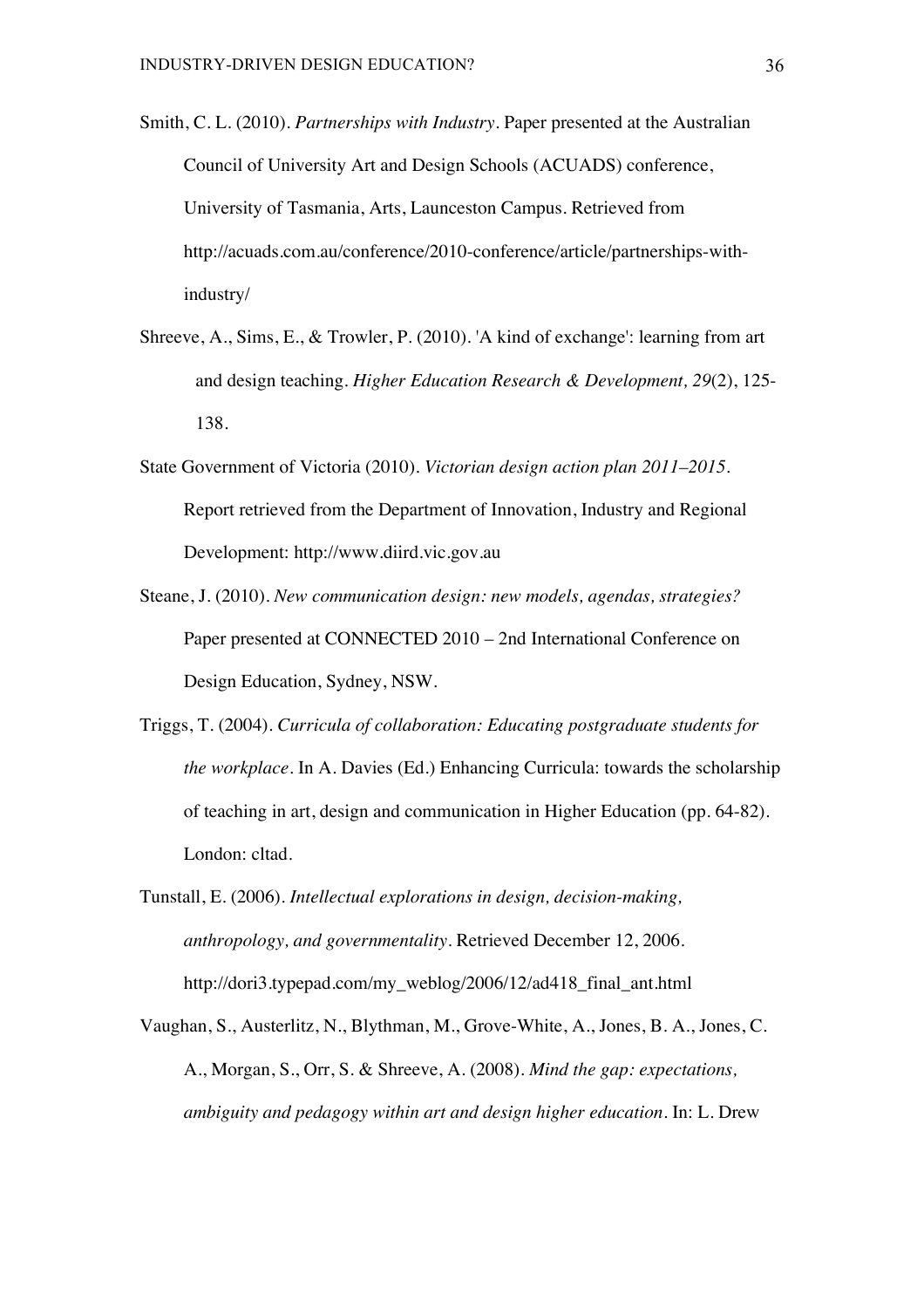Smith, C. L. (2010). *Partnerships with Industry*. Paper presented at the Australian Council of University Art and Design Schools (ACUADS) conference, University of Tasmania, Arts, Launceston Campus. Retrieved from http://acuads.com.au/conference/2010-conference/article/partnerships-with-industry/

Shreeve, A., Sims, E., & Trowler, P. (2010). 'A kind of exchange': learning from art and design teaching. *Higher Education Research & Development, 29*(2), 125-138.

State Government of Victoria (2010). *Victorian design action plan 2011–2015*. Report retrieved from the Department of Innovation, Industry and Regional Development: http://www.diird.vic.gov.au

Steane, J. (2010). *New communication design: new models, agendas, strategies?* Paper presented at CONNECTED 2010 – 2nd International Conference on Design Education, Sydney, NSW.

Triggs, T. (2004). *Curricula of collaboration: Educating postgraduate students for the workplace*. In A. Davies (Ed.) Enhancing Curricula: towards the scholarship of teaching in art, design and communication in Higher Education (pp. 64-82). London: cltad.

Tunstall, E. (2006). *Intellectual explorations in design, decision-making, anthropology, and governmentality*. Retrieved December 12, 2006. http://dori3.typepad.com/my_weblog/2006/12/ad418_final_ant.html

Vaughan, S., Austerlitz, N., Blythman, M., Grove-White, A., Jones, B. A., Jones, C. A., Morgan, S., Orr, S. & Shreeve, A. (2008). *Mind the gap: expectations, ambiguity and pedagogy within art and design higher education*. In: L. Drew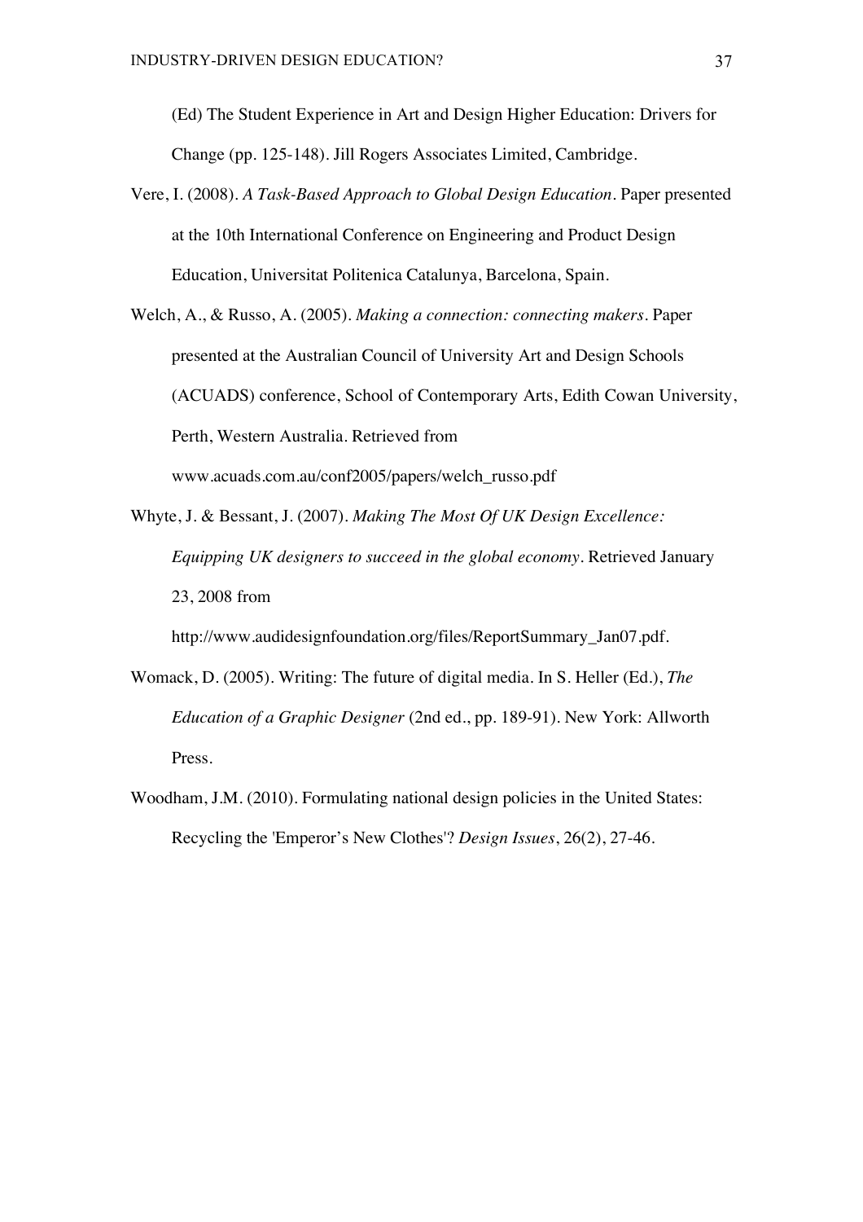(Ed) The Student Experience in Art and Design Higher Education: Drivers for Change (pp. 125-148). Jill Rogers Associates Limited, Cambridge.

Vere, I. (2008). *A Task-Based Approach to Global Design Education*. Paper presented at the 10th International Conference on Engineering and Product Design Education, Universitat Politenica Catalunya, Barcelona, Spain.

Welch, A., & Russo, A. (2005). *Making a connection: connecting makers*. Paper presented at the Australian Council of University Art and Design Schools (ACUADS) conference, School of Contemporary Arts, Edith Cowan University, Perth, Western Australia. Retrieved from www.acuads.com.au/conf2005/papers/welch_russo.pdf

Whyte, J. & Bessant, J. (2007). *Making The Most Of UK Design Excellence: Equipping UK designers to succeed in the global economy*. Retrieved January 23, 2008 from http://www.audidesignfoundation.org/files/ReportSummary_Jan07.pdf.

Womack, D. (2005). Writing: The future of digital media. In S. Heller (Ed.), *The Education of a Graphic Designer* (2nd ed., pp. 189-91). New York: Allworth Press.

Woodham, J.M. (2010). Formulating national design policies in the United States: Recycling the 'Emperor's New Clothes'? *Design Issues*, 26(2), 27-46.